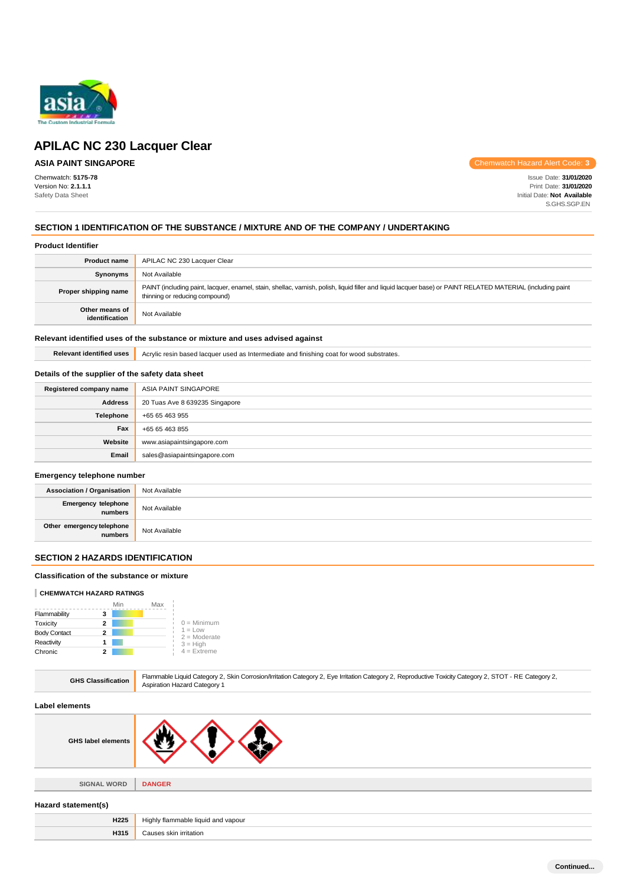# APILAC NC 230 Lacquer Clear

**ASIA PAINT SINGAPORE**

Chemwatch Hazard Alert Code: **3**

Chemwatch: **5175-78**
Version No: **2.1.1.1**
Safety Data Sheet

Issue Date: **31/01/2020**
Print Date: **31/01/2020**
Initial Date: **Not Available**
S.GHS.SGP.EN

## SECTION 1 IDENTIFICATION OF THE SUBSTANCE / MIXTURE AND OF THE COMPANY / UNDERTAKING

### Product Identifier

| | |
|---|---|
| **Product name** | APILAC NC 230 Lacquer Clear |
| **Synonyms** | Not Available |
| **Proper shipping name** | PAINT (including paint, lacquer, enamel, stain, shellac, varnish, polish, liquid filler and liquid lacquer base) or PAINT RELATED MATERIAL (including paint thinning or reducing compound) |
| **Other means of identification** | Not Available |

### Relevant identified uses of the substance or mixture and uses advised against

| | |
|---|---|
| **Relevant identified uses** | Acrylic resin based lacquer used as Intermediate and finishing coat for wood substrates. |

### Details of the supplier of the safety data sheet

| | |
|---|---|
| **Registered company name** | ASIA PAINT SINGAPORE |
| **Address** | 20 Tuas Ave 8 639235 Singapore |
| **Telephone** | +65 65 463 955 |
| **Fax** | +65 65 463 855 |
| **Website** | www.asiapaintsingapore.com |
| **Email** | sales@asiapaintsingapore.com |

### Emergency telephone number

| | |
|---|---|
| **Association / Organisation** | Not Available |
| **Emergency telephone numbers** | Not Available |
| **Other emergency telephone numbers** | Not Available |

## SECTION 2 HAZARDS IDENTIFICATION

### Classification of the substance or mixture

**CHEMWATCH HAZARD RATINGS**

| | Rating |
|---|---|
| Flammability | 3 |
| Toxicity | 2 |
| Body Contact | 2 |
| Reactivity | 1 |
| Chronic | 2 |

0 = Minimum
1 = Low
2 = Moderate
3 = High
4 = Extreme

| | |
|---|---|
| **GHS Classification** | Flammable Liquid Category 2, Skin Corrosion/Irritation Category 2, Eye Irritation Category 2, Reproductive Toxicity Category 2, STOT - RE Category 2, Aspiration Hazard Category 1 |

### Label elements

| | |
|---|---|
| **GHS label elements** | |
| **SIGNAL WORD** | **DANGER** |

### Hazard statement(s)

| | |
|---|---|
| **H225** | Highly flammable liquid and vapour |
| **H315** | Causes skin irritation |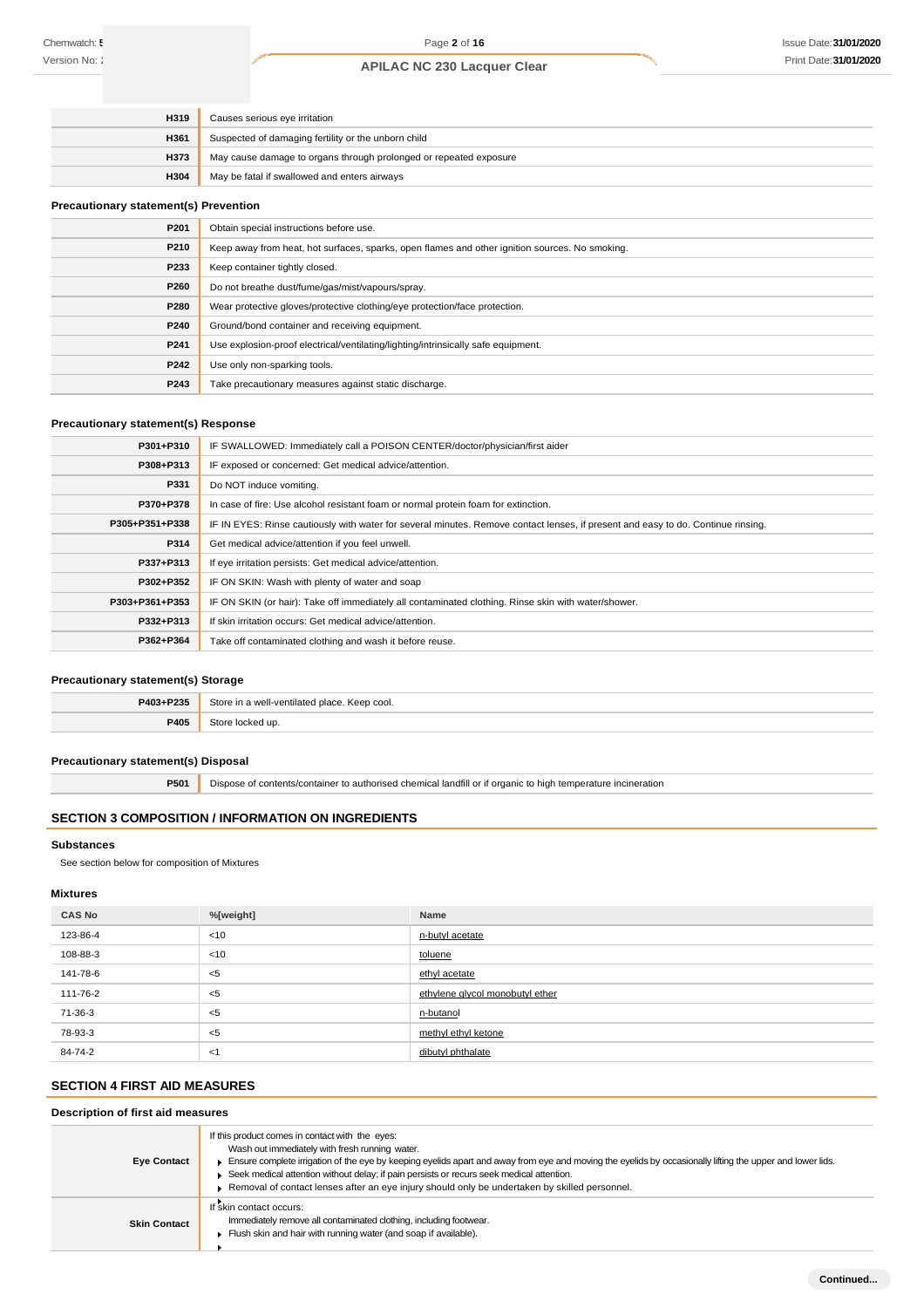| | |
|---|---|
| **H319** | Causes serious eye irritation |
| **H361** | Suspected of damaging fertility or the unborn child |
| **H373** | May cause damage to organs through prolonged or repeated exposure |
| **H304** | May be fatal if swallowed and enters airways |

### Precautionary statement(s) Prevention

| | |
|---|---|
| **P201** | Obtain special instructions before use. |
| **P210** | Keep away from heat, hot surfaces, sparks, open flames and other ignition sources. No smoking. |
| **P233** | Keep container tightly closed. |
| **P260** | Do not breathe dust/fume/gas/mist/vapours/spray. |
| **P280** | Wear protective gloves/protective clothing/eye protection/face protection. |
| **P240** | Ground/bond container and receiving equipment. |
| **P241** | Use explosion-proof electrical/ventilating/lighting/intrinsically safe equipment. |
| **P242** | Use only non-sparking tools. |
| **P243** | Take precautionary measures against static discharge. |

### Precautionary statement(s) Response

| | |
|---|---|
| **P301+P310** | IF SWALLOWED: Immediately call a POISON CENTER/doctor/physician/first aider |
| **P308+P313** | IF exposed or concerned: Get medical advice/attention. |
| **P331** | Do NOT induce vomiting. |
| **P370+P378** | In case of fire: Use alcohol resistant foam or normal protein foam for extinction. |
| **P305+P351+P338** | IF IN EYES: Rinse cautiously with water for several minutes. Remove contact lenses, if present and easy to do. Continue rinsing. |
| **P314** | Get medical advice/attention if you feel unwell. |
| **P337+P313** | If eye irritation persists: Get medical advice/attention. |
| **P302+P352** | IF ON SKIN: Wash with plenty of water and soap |
| **P303+P361+P353** | IF ON SKIN (or hair): Take off immediately all contaminated clothing. Rinse skin with water/shower. |
| **P332+P313** | If skin irritation occurs: Get medical advice/attention. |
| **P362+P364** | Take off contaminated clothing and wash it before reuse. |

### Precautionary statement(s) Storage

| | |
|---|---|
| **P403+P235** | Store in a well-ventilated place. Keep cool. |
| **P405** | Store locked up. |

### Precautionary statement(s) Disposal

| | |
|---|---|
| **P501** | Dispose of contents/container to authorised chemical landfill or if organic to high temperature incineration |

## SECTION 3 COMPOSITION / INFORMATION ON INGREDIENTS

### Substances

See section below for composition of Mixtures

### Mixtures

| CAS No | %[weight] | Name |
|---|---|---|
| 123-86-4 | <10 | n-butyl acetate |
| 108-88-3 | <10 | toluene |
| 141-78-6 | <5 | ethyl acetate |
| 111-76-2 | <5 | ethylene glycol monobutyl ether |
| 71-36-3 | <5 | n-butanol |
| 78-93-3 | <5 | methyl ethyl ketone |
| 84-74-2 | <1 | dibutyl phthalate |

## SECTION 4 FIRST AID MEASURES

### Description of first aid measures

| | |
|---|---|
| **Eye Contact** | If this product comes in contact with the eyes:<br>Wash out immediately with fresh running water.<br>▶ Ensure complete irrigation of the eye by keeping eyelids apart and away from eye and moving the eyelids by occasionally lifting the upper and lower lids.<br>▶ Seek medical attention without delay; if pain persists or recurs seek medical attention.<br>▶ Removal of contact lenses after an eye injury should only be undertaken by skilled personnel. |
| **Skin Contact** | If skin contact occurs:<br>Immediately remove all contaminated clothing, including footwear.<br>▶ Flush skin and hair with running water (and soap if available).<br>▶ |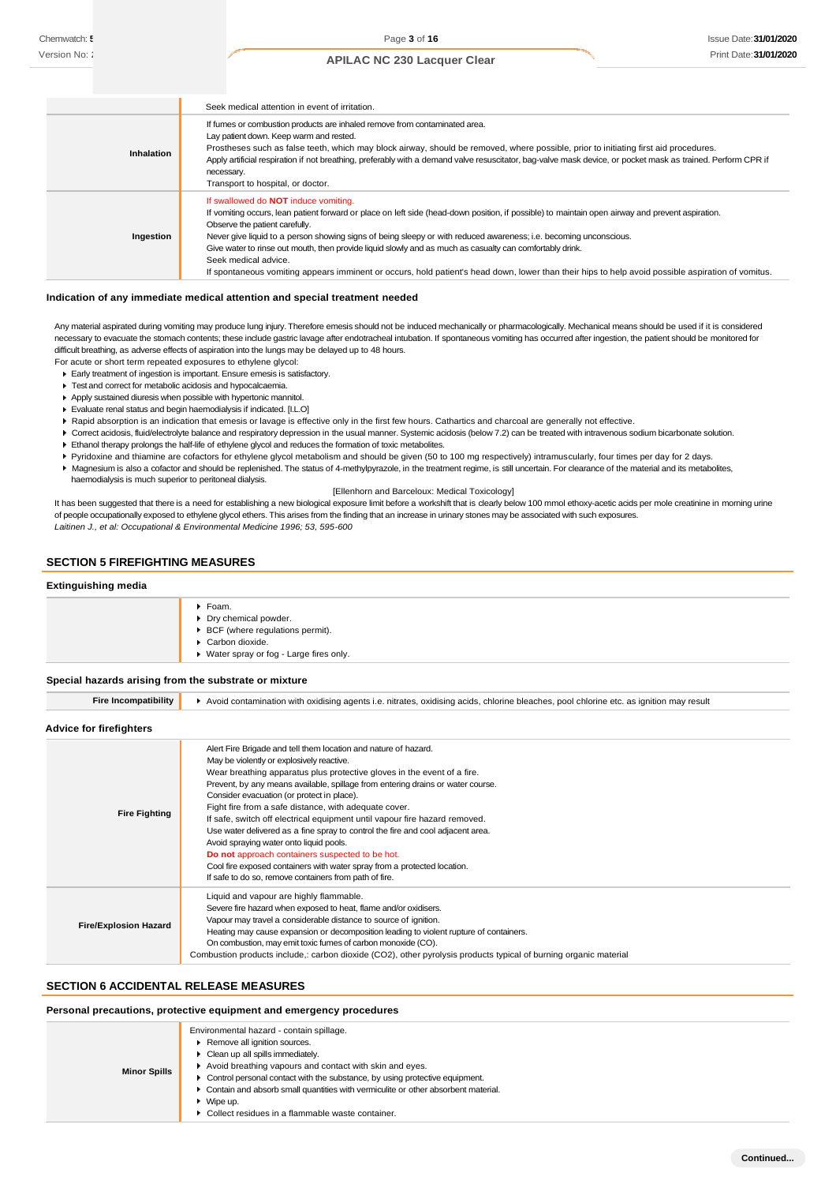| | |
|---|---|
| | Seek medical attention in event of irritation. |
| **Inhalation** | If fumes or combustion products are inhaled remove from contaminated area.<br>Lay patient down. Keep warm and rested.<br>Prostheses such as false teeth, which may block airway, should be removed, where possible, prior to initiating first aid procedures.<br>Apply artificial respiration if not breathing, preferably with a demand valve resuscitator, bag-valve mask device, or pocket mask as trained. Perform CPR if necessary.<br>Transport to hospital, or doctor. |
| **Ingestion** | If swallowed do **NOT** induce vomiting.<br>If vomiting occurs, lean patient forward or place on left side (head-down position, if possible) to maintain open airway and prevent aspiration.<br>Observe the patient carefully.<br>Never give liquid to a person showing signs of being sleepy or with reduced awareness; i.e. becoming unconscious.<br>Give water to rinse out mouth, then provide liquid slowly and as much as casualty can comfortably drink.<br>Seek medical advice.<br>If spontaneous vomiting appears imminent or occurs, hold patient's head down, lower than their hips to help avoid possible aspiration of vomitus. |

### Indication of any immediate medical attention and special treatment needed

Any material aspirated during vomiting may produce lung injury. Therefore emesis should not be induced mechanically or pharmacologically. Mechanical means should be used if it is considered necessary to evacuate the stomach contents; these include gastric lavage after endotracheal intubation. If spontaneous vomiting has occurred after ingestion, the patient should be monitored for difficult breathing, as adverse effects of aspiration into the lungs may be delayed up to 48 hours.

For acute or short term repeated exposures to ethylene glycol:

- Early treatment of ingestion is important. Ensure emesis is satisfactory.
- Test and correct for metabolic acidosis and hypocalcaemia.
- Apply sustained diuresis when possible with hypertonic mannitol.
- Evaluate renal status and begin haemodialysis if indicated. [I.L.O]
- Rapid absorption is an indication that emesis or lavage is effective only in the first few hours. Cathartics and charcoal are generally not effective.
- Correct acidosis, fluid/electrolyte balance and respiratory depression in the usual manner. Systemic acidosis (below 7.2) can be treated with intravenous sodium bicarbonate solution.
- Ethanol therapy prolongs the half-life of ethylene glycol and reduces the formation of toxic metabolites.
- Pyridoxine and thiamine are cofactors for ethylene glycol metabolism and should be given (50 to 100 mg respectively) intramuscularly, four times per day for 2 days.
- Magnesium is also a cofactor and should be replenished. The status of 4-methylpyrazole, in the treatment regime, is still uncertain. For clearance of the material and its metabolites, haemodialysis is much superior to peritoneal dialysis.

[Ellenhorn and Barceloux: Medical Toxicology]

It has been suggested that there is a need for establishing a new biological exposure limit before a workshift that is clearly below 100 mmol ethoxy-acetic acids per mole creatinine in morning urine of people occupationally exposed to ethylene glycol ethers. This arises from the finding that an increase in urinary stones may be associated with such exposures.

*Laitinen J., et al: Occupational & Environmental Medicine 1996; 53, 595-600*

## SECTION 5 FIREFIGHTING MEASURES

### Extinguishing media

| | |
|---|---|
| | - Foam.<br>- Dry chemical powder.<br>- BCF (where regulations permit).<br>- Carbon dioxide.<br>- Water spray or fog - Large fires only. |

### Special hazards arising from the substrate or mixture

| | |
|---|---|
| **Fire Incompatibility** | - Avoid contamination with oxidising agents i.e. nitrates, oxidising acids, chlorine bleaches, pool chlorine etc. as ignition may result |

### Advice for firefighters

| | |
|---|---|
| **Fire Fighting** | Alert Fire Brigade and tell them location and nature of hazard.<br>May be violently or explosively reactive.<br>Wear breathing apparatus plus protective gloves in the event of a fire.<br>Prevent, by any means available, spillage from entering drains or water course.<br>Consider evacuation (or protect in place).<br>Fight fire from a safe distance, with adequate cover.<br>If safe, switch off electrical equipment until vapour fire hazard removed.<br>Use water delivered as a fine spray to control the fire and cool adjacent area.<br>Avoid spraying water onto liquid pools.<br>**Do not** approach containers suspected to be hot.<br>Cool fire exposed containers with water spray from a protected location.<br>If safe to do so, remove containers from path of fire. |
| **Fire/Explosion Hazard** | Liquid and vapour are highly flammable.<br>Severe fire hazard when exposed to heat, flame and/or oxidisers.<br>Vapour may travel a considerable distance to source of ignition.<br>Heating may cause expansion or decomposition leading to violent rupture of containers.<br>On combustion, may emit toxic fumes of carbon monoxide (CO).<br>Combustion products include,: carbon dioxide ($CO_2$), other pyrolysis products typical of burning organic material |

## SECTION 6 ACCIDENTAL RELEASE MEASURES

### Personal precautions, protective equipment and emergency procedures

| | |
|---|---|
| **Minor Spills** | Environmental hazard - contain spillage.<br>- Remove all ignition sources.<br>- Clean up all spills immediately.<br>- Avoid breathing vapours and contact with skin and eyes.<br>- Control personal contact with the substance, by using protective equipment.<br>- Contain and absorb small quantities with vermiculite or other absorbent material.<br>- Wipe up.<br>- Collect residues in a flammable waste container. |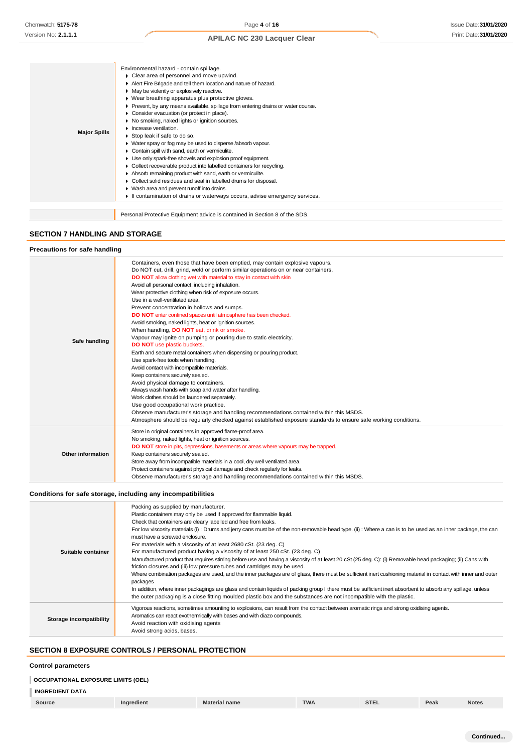| | |
|---|---|
| **Major Spills** | Environmental hazard - contain spillage.<br>▸ Clear area of personnel and move upwind.<br>▸ Alert Fire Brigade and tell them location and nature of hazard.<br>▸ May be violently or explosively reactive.<br>▸ Wear breathing apparatus plus protective gloves.<br>▸ Prevent, by any means available, spillage from entering drains or water course.<br>▸ Consider evacuation (or protect in place).<br>▸ No smoking, naked lights or ignition sources.<br>▸ Increase ventilation.<br>▸ Stop leak if safe to do so.<br>▸ Water spray or fog may be used to disperse /absorb vapour.<br>▸ Contain spill with sand, earth or vermiculite.<br>▸ Use only spark-free shovels and explosion proof equipment.<br>▸ Collect recoverable product into labelled containers for recycling.<br>▸ Absorb remaining product with sand, earth or vermiculite.<br>▸ Collect solid residues and seal in labelled drums for disposal.<br>▸ Wash area and prevent runoff into drains.<br>▸ If contamination of drains or waterways occurs, advise emergency services. |

| | |
|---|---|
| | Personal Protective Equipment advice is contained in Section 8 of the SDS. |

## SECTION 7 HANDLING AND STORAGE

### Precautions for safe handling

| | |
|---|---|
| **Safe handling** | Containers, even those that have been emptied, may contain explosive vapours.<br>Do NOT cut, drill, grind, weld or perform similar operations on or near containers.<br>**DO NOT** allow clothing wet with material to stay in contact with skin<br>Avoid all personal contact, including inhalation.<br>Wear protective clothing when risk of exposure occurs.<br>Use in a well-ventilated area.<br>Prevent concentration in hollows and sumps.<br>**DO NOT** enter confined spaces until atmosphere has been checked.<br>Avoid smoking, naked lights, heat or ignition sources.<br>When handling, **DO NOT** eat, drink or smoke.<br>Vapour may ignite on pumping or pouring due to static electricity.<br>**DO NOT** use plastic buckets.<br>Earth and secure metal containers when dispensing or pouring product.<br>Use spark-free tools when handling.<br>Avoid contact with incompatible materials.<br>Keep containers securely sealed.<br>Avoid physical damage to containers.<br>Always wash hands with soap and water after handling.<br>Work clothes should be laundered separately.<br>Use good occupational work practice.<br>Observe manufacturer's storage and handling recommendations contained within this MSDS.<br>Atmosphere should be regularly checked against established exposure standards to ensure safe working conditions. |
| **Other information** | Store in original containers in approved flame-proof area.<br>No smoking, naked lights, heat or ignition sources.<br>**DO NOT** store in pits, depressions, basements or areas where vapours may be trapped.<br>Keep containers securely sealed.<br>Store away from incompatible materials in a cool, dry well ventilated area.<br>Protect containers against physical damage and check regularly for leaks.<br>Observe manufacturer's storage and handling recommendations contained within this MSDS. |

### Conditions for safe storage, including any incompatibilities

| | |
|---|---|
| **Suitable container** | Packing as supplied by manufacturer.<br>Plastic containers may only be used if approved for flammable liquid.<br>Check that containers are clearly labelled and free from leaks.<br>For low viscosity materials (i) : Drums and jerry cans must be of the non-removable head type. (ii) : Where a can is to be used as an inner package, the can must have a screwed enclosure.<br>For materials with a viscosity of at least 2680 cSt. (23 deg. C)<br>For manufactured product having a viscosity of at least 250 cSt. (23 deg. C)<br>Manufactured product that requires stirring before use and having a viscosity of at least 20 cSt (25 deg. C): (i) Removable head packaging; (ii) Cans with friction closures and (iii) low pressure tubes and cartridges may be used.<br>Where combination packages are used, and the inner packages are of glass, there must be sufficient inert cushioning material in contact with inner and outer packages<br>In addition, where inner packagings are glass and contain liquids of packing group I there must be sufficient inert absorbent to absorb any spillage, unless the outer packaging is a close fitting moulded plastic box and the substances are not incompatible with the plastic. |
| **Storage incompatibility** | Vigorous reactions, sometimes amounting to explosions, can result from the contact between aromatic rings and strong oxidising agents.<br>Aromatics can react exothermically with bases and with diazo compounds.<br>Avoid reaction with oxidising agents<br>Avoid strong acids, bases. |

## SECTION 8 EXPOSURE CONTROLS / PERSONAL PROTECTION

### Control parameters

**OCCUPATIONAL EXPOSURE LIMITS (OEL)**

**INGREDIENT DATA**

| Source | Ingredient | Material name | TWA | STEL | Peak | Notes |
|---|---|---|---|---|---|---|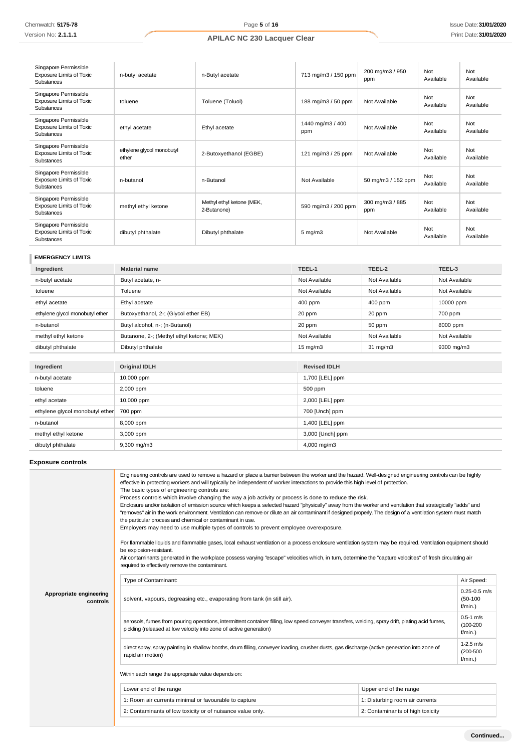| Singapore Permissible Exposure Limits of Toxic Substances | n-butyl acetate | n-Butyl acetate | 713 mg/m3 / 150 ppm | 200 mg/m3 / 950 ppm | Not Available | Not Available |
|---|---|---|---|---|---|---|
| Singapore Permissible Exposure Limits of Toxic Substances | toluene | Toluene (Toluol) | 188 mg/m3 / 50 ppm | Not Available | Not Available | Not Available |
| Singapore Permissible Exposure Limits of Toxic Substances | ethyl acetate | Ethyl acetate | 1440 mg/m3 / 400 ppm | Not Available | Not Available | Not Available |
| Singapore Permissible Exposure Limits of Toxic Substances | ethylene glycol monobutyl ether | 2-Butoxyethanol (EGBE) | 121 mg/m3 / 25 ppm | Not Available | Not Available | Not Available |
| Singapore Permissible Exposure Limits of Toxic Substances | n-butanol | n-Butanol | Not Available | 50 mg/m3 / 152 ppm | Not Available | Not Available |
| Singapore Permissible Exposure Limits of Toxic Substances | methyl ethyl ketone | Methyl ethyl ketone (MEK, 2-Butanone) | 590 mg/m3 / 200 ppm | 300 mg/m3 / 885 ppm | Not Available | Not Available |
| Singapore Permissible Exposure Limits of Toxic Substances | dibutyl phthalate | Dibutyl phthalate | 5 mg/m3 | Not Available | Not Available | Not Available |

### EMERGENCY LIMITS

| Ingredient | Material name | TEEL-1 | TEEL-2 | TEEL-3 |
|---|---|---|---|---|
| n-butyl acetate | Butyl acetate, n- | Not Available | Not Available | Not Available |
| toluene | Toluene | Not Available | Not Available | Not Available |
| ethyl acetate | Ethyl acetate | 400 ppm | 400 ppm | 10000 ppm |
| ethylene glycol monobutyl ether | Butoxyethanol, 2-; (Glycol ether EB) | 20 ppm | 20 ppm | 700 ppm |
| n-butanol | Butyl alcohol, n-; (n-Butanol) | 20 ppm | 50 ppm | 8000 ppm |
| methyl ethyl ketone | Butanone, 2-; (Methyl ethyl ketone; MEK) | Not Available | Not Available | Not Available |
| dibutyl phthalate | Dibutyl phthalate | 15 mg/m3 | 31 mg/m3 | 9300 mg/m3 |

| Ingredient | Original IDLH | Revised IDLH |
|---|---|---|
| n-butyl acetate | 10,000 ppm | 1,700 [LEL] ppm |
| toluene | 2,000 ppm | 500 ppm |
| ethyl acetate | 10,000 ppm | 2,000 [LEL] ppm |
| ethylene glycol monobutyl ether | 700 ppm | 700 [Unch] ppm |
| n-butanol | 8,000 ppm | 1,400 [LEL] ppm |
| methyl ethyl ketone | 3,000 ppm | 3,000 [Unch] ppm |
| dibutyl phthalate | 9,300 mg/m3 | 4,000 mg/m3 |

### Exposure controls

**Appropriate engineering controls**

Engineering controls are used to remove a hazard or place a barrier between the worker and the hazard. Well-designed engineering controls can be highly effective in protecting workers and will typically be independent of worker interactions to provide this high level of protection.
The basic types of engineering controls are:
Process controls which involve changing the way a job activity or process is done to reduce the risk.
Enclosure and/or isolation of emission source which keeps a selected hazard "physically" away from the worker and ventilation that strategically "adds" and "removes" air in the work environment. Ventilation can remove or dilute an air contaminant if designed properly. The design of a ventilation system must match the particular process and chemical or contaminant in use.
Employers may need to use multiple types of controls to prevent employee overexposure.

For flammable liquids and flammable gases, local exhaust ventilation or a process enclosure ventilation system may be required. Ventilation equipment should be explosion-resistant.
Air contaminants generated in the workplace possess varying "escape" velocities which, in turn, determine the "capture velocities" of fresh circulating air required to effectively remove the contaminant.

| Type of Contaminant: | Air Speed: |
|---|---|
| solvent, vapours, degreasing etc., evaporating from tank (in still air). | 0.25-0.5 m/s (50-100 f/min.) |
| aerosols, fumes from pouring operations, intermittent container filling, low speed conveyer transfers, welding, spray drift, plating acid fumes, pickling (released at low velocity into zone of active generation) | 0.5-1 m/s (100-200 f/min.) |
| direct spray, spray painting in shallow booths, drum filling, conveyer loading, crusher dusts, gas discharge (active generation into zone of rapid air motion) | 1-2.5 m/s (200-500 f/min.) |

Within each range the appropriate value depends on:

| Lower end of the range | Upper end of the range |
|---|---|
| 1: Room air currents minimal or favourable to capture | 1: Disturbing room air currents |
| 2: Contaminants of low toxicity or of nuisance value only. | 2: Contaminants of high toxicity |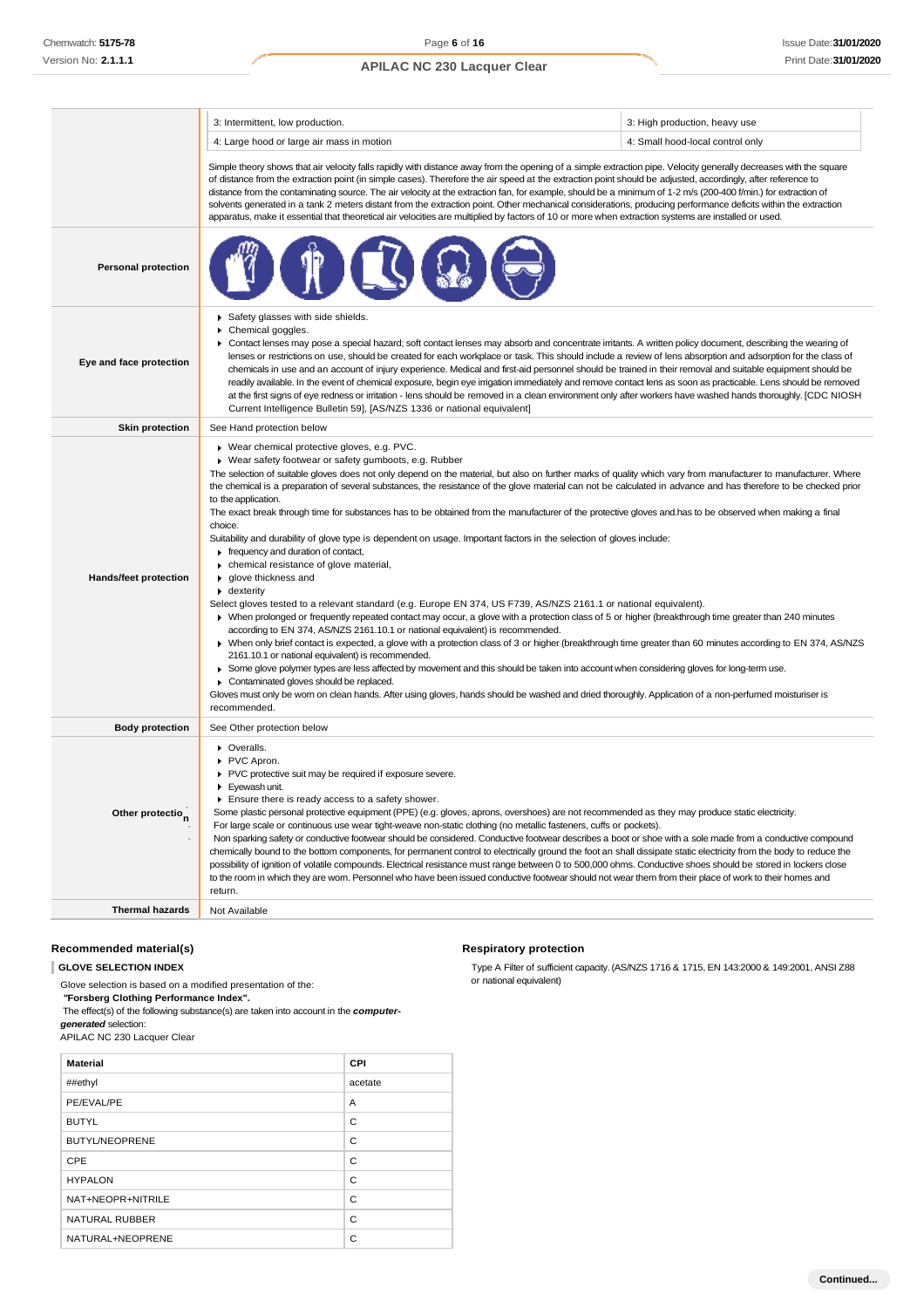| | | |
|---|---|---|
| | 3: Intermittent, low production. | 3: High production, heavy use |
| | 4: Large hood or large air mass in motion | 4: Small hood-local control only |
| | Simple theory shows that air velocity falls rapidly with distance away from the opening of a simple extraction pipe. Velocity generally decreases with the square of distance from the extraction point (in simple cases). Therefore the air speed at the extraction point should be adjusted, accordingly, after reference to distance from the contaminating source. The air velocity at the extraction fan, for example, should be a minimum of 1-2 m/s (200-400 f/min.) for extraction of solvents generated in a tank 2 meters distant from the extraction point. Other mechanical considerations, producing performance deficits within the extraction apparatus, make it essential that theoretical air velocities are multiplied by factors of 10 or more when extraction systems are installed or used. | |

| | |
|---|---|
| **Personal protection** | |
| **Eye and face protection** | ▸ Safety glasses with side shields.<br>▸ Chemical goggles.<br>▸ Contact lenses may pose a special hazard; soft contact lenses may absorb and concentrate irritants. A written policy document, describing the wearing of lenses or restrictions on use, should be created for each workplace or task. This should include a review of lens absorption and adsorption for the class of chemicals in use and an account of injury experience. Medical and first-aid personnel should be trained in their removal and suitable equipment should be readily available. In the event of chemical exposure, begin eye irrigation immediately and remove contact lens as soon as practicable. Lens should be removed at the first signs of eye redness or irritation - lens should be removed in a clean environment only after workers have washed hands thoroughly. [CDC NIOSH Current Intelligence Bulletin 59], [AS/NZS 1336 or national equivalent] |
| **Skin protection** | See Hand protection below |
| **Hands/feet protection** | ▸ Wear chemical protective gloves, e.g. PVC.<br>▸ Wear safety footwear or safety gumboots, e.g. Rubber<br>The selection of suitable gloves does not only depend on the material, but also on further marks of quality which vary from manufacturer to manufacturer. Where the chemical is a preparation of several substances, the resistance of the glove material can not be calculated in advance and has therefore to be checked prior to the application.<br>The exact break through time for substances has to be obtained from the manufacturer of the protective gloves and.has to be observed when making a final choice.<br>Suitability and durability of glove type is dependent on usage. Important factors in the selection of gloves include:<br>▸ frequency and duration of contact,<br>▸ chemical resistance of glove material,<br>▸ glove thickness and<br>▸ dexterity<br>Select gloves tested to a relevant standard (e.g. Europe EN 374, US F739, AS/NZS 2161.1 or national equivalent).<br>▸ When prolonged or frequently repeated contact may occur, a glove with a protection class of 5 or higher (breakthrough time greater than 240 minutes according to EN 374, AS/NZS 2161.10.1 or national equivalent) is recommended.<br>▸ When only brief contact is expected, a glove with a protection class of 3 or higher (breakthrough time greater than 60 minutes according to EN 374, AS/NZS 2161.10.1 or national equivalent) is recommended.<br>▸ Some glove polymer types are less affected by movement and this should be taken into account when considering gloves for long-term use.<br>▸ Contaminated gloves should be replaced.<br>Gloves must only be worn on clean hands. After using gloves, hands should be washed and dried thoroughly. Application of a non-perfumed moisturiser is recommended. |
| **Body protection** | See Other protection below |
| **Other protection** | ▸ Overalls.<br>▸ PVC Apron.<br>▸ PVC protective suit may be required if exposure severe.<br>▸ Eyewash unit.<br>▸ Ensure there is ready access to a safety shower.<br>Some plastic personal protective equipment (PPE) (e.g. gloves, aprons, overshoes) are not recommended as they may produce static electricity.<br>For large scale or continuous use wear tight-weave non-static clothing (no metallic fasteners, cuffs or pockets).<br>Non sparking safety or conductive footwear should be considered. Conductive footwear describes a boot or shoe with a sole made from a conductive compound chemically bound to the bottom components, for permanent control to electrically ground the foot an shall dissipate static electricity from the body to reduce the possibility of ignition of volatile compounds. Electrical resistance must range between 0 to 500,000 ohms. Conductive shoes should be stored in lockers close to the room in which they are worn. Personnel who have been issued conductive footwear should not wear them from their place of work to their homes and return. |
| **Thermal hazards** | Not Available |

### Recommended material(s)

**GLOVE SELECTION INDEX**

Glove selection is based on a modified presentation of the:
*"Forsberg Clothing Performance Index".*
The effect(s) of the following substance(s) are taken into account in the ***computer-generated*** selection:
APILAC NC 230 Lacquer Clear

| Material | CPI |
|---|---|
| ##ethyl | acetate |
| PE/EVAL/PE | A |
| BUTYL | C |
| BUTYL/NEOPRENE | C |
| CPE | C |
| HYPALON | C |
| NAT+NEOPR+NITRILE | C |
| NATURAL RUBBER | C |
| NATURAL+NEOPRENE | C |

### Respiratory protection

Type A Filter of sufficient capacity. (AS/NZS 1716 & 1715, EN 143:2000 & 149:2001, ANSI Z88 or national equivalent)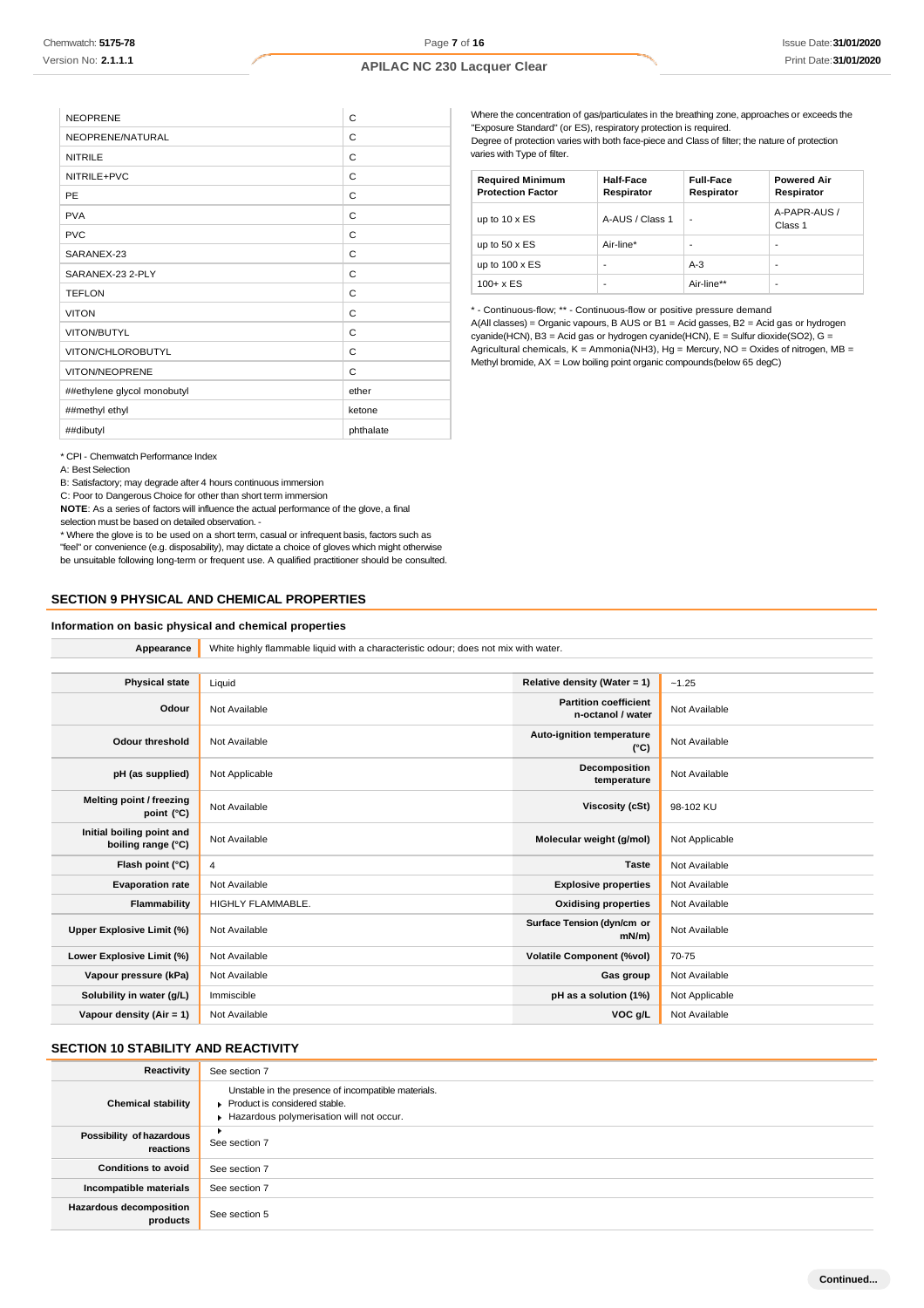| | |
|---|---|
| NEOPRENE | C |
| NEOPRENE/NATURAL | C |
| NITRILE | C |
| NITRILE+PVC | C |
| PE | C |
| PVA | C |
| PVC | C |
| SARANEX-23 | C |
| SARANEX-23 2-PLY | C |
| TEFLON | C |
| VITON | C |
| VITON/BUTYL | C |
| VITON/CHLOROBUTYL | C |
| VITON/NEOPRENE | C |
| ##ethylene glycol monobutyl | ether |
| ##methyl ethyl | ketone |
| ##dibutyl | phthalate |

* CPI - Chemwatch Performance Index
A: Best Selection
B: Satisfactory; may degrade after 4 hours continuous immersion
C: Poor to Dangerous Choice for other than short term immersion
**NOTE**: As a series of factors will influence the actual performance of the glove, a final selection must be based on detailed observation. -
* Where the glove is to be used on a short term, casual or infrequent basis, factors such as "feel" or convenience (e.g. disposability), may dictate a choice of gloves which might otherwise be unsuitable following long-term or frequent use. A qualified practitioner should be consulted.

Where the concentration of gas/particulates in the breathing zone, approaches or exceeds the "Exposure Standard" (or ES), respiratory protection is required.
Degree of protection varies with both face-piece and Class of filter; the nature of protection varies with Type of filter.

| Required Minimum Protection Factor | Half-Face Respirator | Full-Face Respirator | Powered Air Respirator |
|---|---|---|---|
| up to 10 x ES | A-AUS / Class 1 | - | A-PAPR-AUS / Class 1 |
| up to 50 x ES | Air-line* | - | - |
| up to 100 x ES | - | A-3 | - |
| 100+ x ES | - | Air-line** | - |

* - Continuous-flow; ** - Continuous-flow or positive pressure demand
A(All classes) = Organic vapours, B AUS or B1 = Acid gasses, B2 = Acid gas or hydrogen cyanide(HCN), B3 = Acid gas or hydrogen cyanide(HCN), E = Sulfur dioxide($SO_2$), G = Agricultural chemicals, K = Ammonia($NH_3$), Hg = Mercury, NO = Oxides of nitrogen, MB = Methyl bromide, AX = Low boiling point organic compounds(below 65 degC)

## SECTION 9 PHYSICAL AND CHEMICAL PROPERTIES

### Information on basic physical and chemical properties

| | |
|---|---|
| **Appearance** | White highly flammable liquid with a characteristic odour; does not mix with water. |

| | | | |
|---|---|---|---|
| **Physical state** | Liquid | **Relative density (Water = 1)** | ~1.25 |
| **Odour** | Not Available | **Partition coefficient n-octanol / water** | Not Available |
| **Odour threshold** | Not Available | **Auto-ignition temperature (°C)** | Not Available |
| **pH (as supplied)** | Not Applicable | **Decomposition temperature** | Not Available |
| **Melting point / freezing point (°C)** | Not Available | **Viscosity (cSt)** | 98-102 KU |
| **Initial boiling point and boiling range (°C)** | Not Available | **Molecular weight (g/mol)** | Not Applicable |
| **Flash point (°C)** | 4 | **Taste** | Not Available |
| **Evaporation rate** | Not Available | **Explosive properties** | Not Available |
| **Flammability** | HIGHLY FLAMMABLE. | **Oxidising properties** | Not Available |
| **Upper Explosive Limit (%)** | Not Available | **Surface Tension (dyn/cm or mN/m)** | Not Available |
| **Lower Explosive Limit (%)** | Not Available | **Volatile Component (%vol)** | 70-75 |
| **Vapour pressure (kPa)** | Not Available | **Gas group** | Not Available |
| **Solubility in water (g/L)** | Immiscible | **pH as a solution (1%)** | Not Applicable |
| **Vapour density (Air = 1)** | Not Available | **VOC g/L** | Not Available |

## SECTION 10 STABILITY AND REACTIVITY

| | |
|---|---|
| **Reactivity** | See section 7 |
| **Chemical stability** | Unstable in the presence of incompatible materials.<br>▸ Product is considered stable.<br>▸ Hazardous polymerisation will not occur. |
| **Possibility of hazardous reactions** | ▸<br>See section 7 |
| **Conditions to avoid** | See section 7 |
| **Incompatible materials** | See section 7 |
| **Hazardous decomposition products** | See section 5 |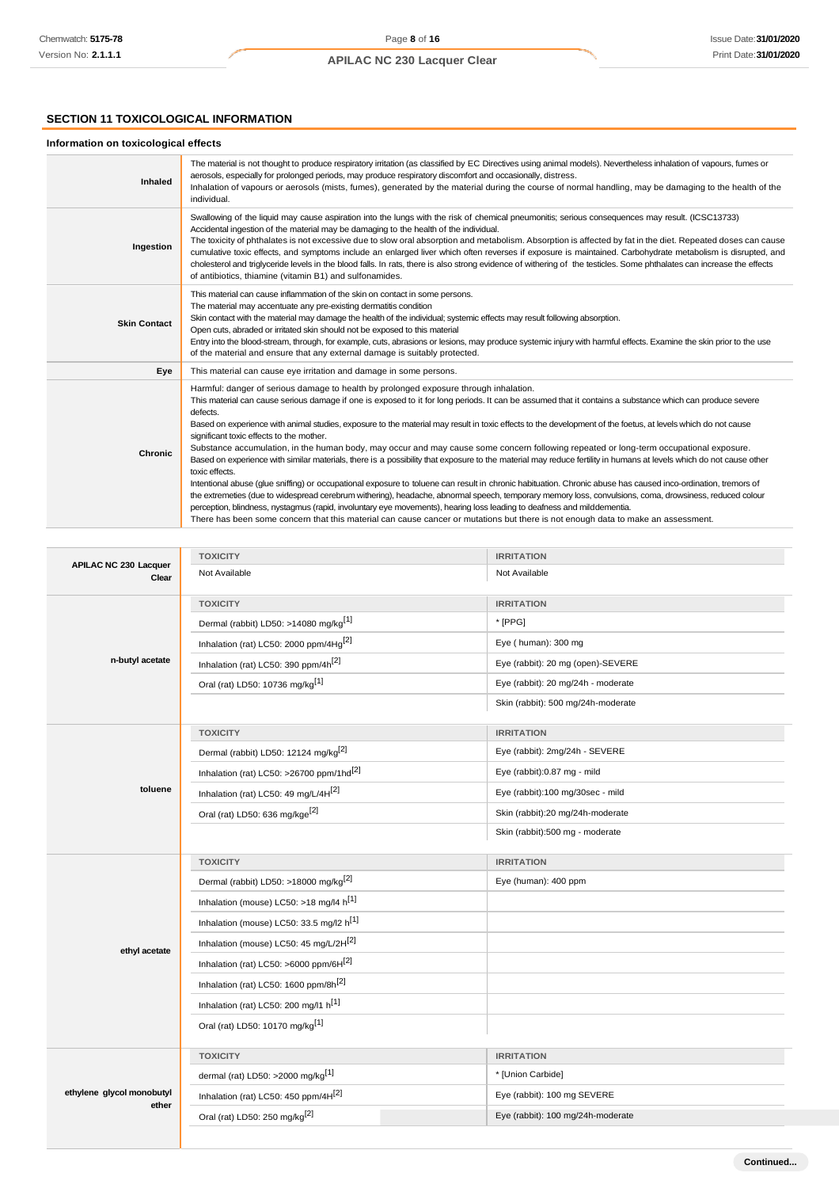## SECTION 11 TOXICOLOGICAL INFORMATION

### Information on toxicological effects

| | |
|---|---|
| **Inhaled** | The material is not thought to produce respiratory irritation (as classified by EC Directives using animal models). Nevertheless inhalation of vapours, fumes or aerosols, especially for prolonged periods, may produce respiratory discomfort and occasionally, distress.<br>Inhalation of vapours or aerosols (mists, fumes), generated by the material during the course of normal handling, may be damaging to the health of the individual. |
| **Ingestion** | Swallowing of the liquid may cause aspiration into the lungs with the risk of chemical pneumonitis; serious consequences may result. (ICSC13733)<br>Accidental ingestion of the material may be damaging to the health of the individual.<br>The toxicity of phthalates is not excessive due to slow oral absorption and metabolism. Absorption is affected by fat in the diet. Repeated doses can cause cumulative toxic effects, and symptoms include an enlarged liver which often reverses if exposure is maintained. Carbohydrate metabolism is disrupted, and cholesterol and triglyceride levels in the blood falls. In rats, there is also strong evidence of withering of the testicles. Some phthalates can increase the effects of antibiotics, thiamine (vitamin B1) and sulfonamides. |
| **Skin Contact** | This material can cause inflammation of the skin on contact in some persons.<br>The material may accentuate any pre-existing dermatitis condition<br>Skin contact with the material may damage the health of the individual; systemic effects may result following absorption.<br>Open cuts, abraded or irritated skin should not be exposed to this material<br>Entry into the blood-stream, through, for example, cuts, abrasions or lesions, may produce systemic injury with harmful effects. Examine the skin prior to the use of the material and ensure that any external damage is suitably protected. |
| **Eye** | This material can cause eye irritation and damage in some persons. |
| **Chronic** | Harmful: danger of serious damage to health by prolonged exposure through inhalation.<br>This material can cause serious damage if one is exposed to it for long periods. It can be assumed that it contains a substance which can produce severe defects.<br>Based on experience with animal studies, exposure to the material may result in toxic effects to the development of the foetus, at levels which do not cause significant toxic effects to the mother.<br>Substance accumulation, in the human body, may occur and may cause some concern following repeated or long-term occupational exposure.<br>Based on experience with similar materials, there is a possibility that exposure to the material may reduce fertility in humans at levels which do not cause other toxic effects.<br>Intentional abuse (glue sniffing) or occupational exposure to toluene can result in chronic habituation. Chronic abuse has caused inco-ordination, tremors of the extremeties (due to widespread cerebrum withering), headache, abnormal speech, temporary memory loss, convulsions, coma, drowsiness, reduced colour perception, blindness, nystagmus (rapid, involuntary eye movements), hearing loss leading to deafness and milddementia.<br>There has been some concern that this material can cause cancer or mutations but there is not enough data to make an assessment. |

| | TOXICITY | IRRITATION |
|---|---|---|
| **APILAC NC 230 Lacquer Clear** | Not Available | Not Available |
| **n-butyl acetate** | **TOXICITY** | **IRRITATION** |
| | Dermal (rabbit) LD50: >14080 mg/kg[1] | * [PPG] |
| | Inhalation (rat) LC50: 2000 ppm/4Hg[2] | Eye ( human): 300 mg |
| | Inhalation (rat) LC50: 390 ppm/4h[2] | Eye (rabbit): 20 mg (open)-SEVERE |
| | Oral (rat) LD50: 10736 mg/kg[1] | Eye (rabbit): 20 mg/24h - moderate |
| | | Skin (rabbit): 500 mg/24h-moderate |
| **toluene** | **TOXICITY** | **IRRITATION** |
| | Dermal (rabbit) LD50: 12124 mg/kg[2] | Eye (rabbit): 2mg/24h - SEVERE |
| | Inhalation (rat) LC50: >26700 ppm/1hd[2] | Eye (rabbit):0.87 mg - mild |
| | Inhalation (rat) LC50: 49 mg/L/4H[2] | Eye (rabbit):100 mg/30sec - mild |
| | Oral (rat) LD50: 636 mg/kge[2] | Skin (rabbit):20 mg/24h-moderate |
| | | Skin (rabbit):500 mg - moderate |
| **ethyl acetate** | **TOXICITY** | **IRRITATION** |
| | Dermal (rabbit) LD50: >18000 mg/kg[2] | Eye (human): 400 ppm |
| | Inhalation (mouse) LC50: >18 mg/l4 h[1] | |
| | Inhalation (mouse) LC50: 33.5 mg/l2 h[1] | |
| | Inhalation (mouse) LC50: 45 mg/L/2H[2] | |
| | Inhalation (rat) LC50: >6000 ppm/6H[2] | |
| | Inhalation (rat) LC50: 1600 ppm/8h[2] | |
| | Inhalation (rat) LC50: 200 mg/l1 h[1] | |
| | Oral (rat) LD50: 10170 mg/kg[1] | |
| **ethylene glycol monobutyl ether** | **TOXICITY** | **IRRITATION** |
| | dermal (rat) LD50: >2000 mg/kg[1] | * [Union Carbide] |
| | Inhalation (rat) LC50: 450 ppm/4H[2] | Eye (rabbit): 100 mg SEVERE |
| | Oral (rat) LD50: 250 mg/kg[2] | Eye (rabbit): 100 mg/24h-moderate |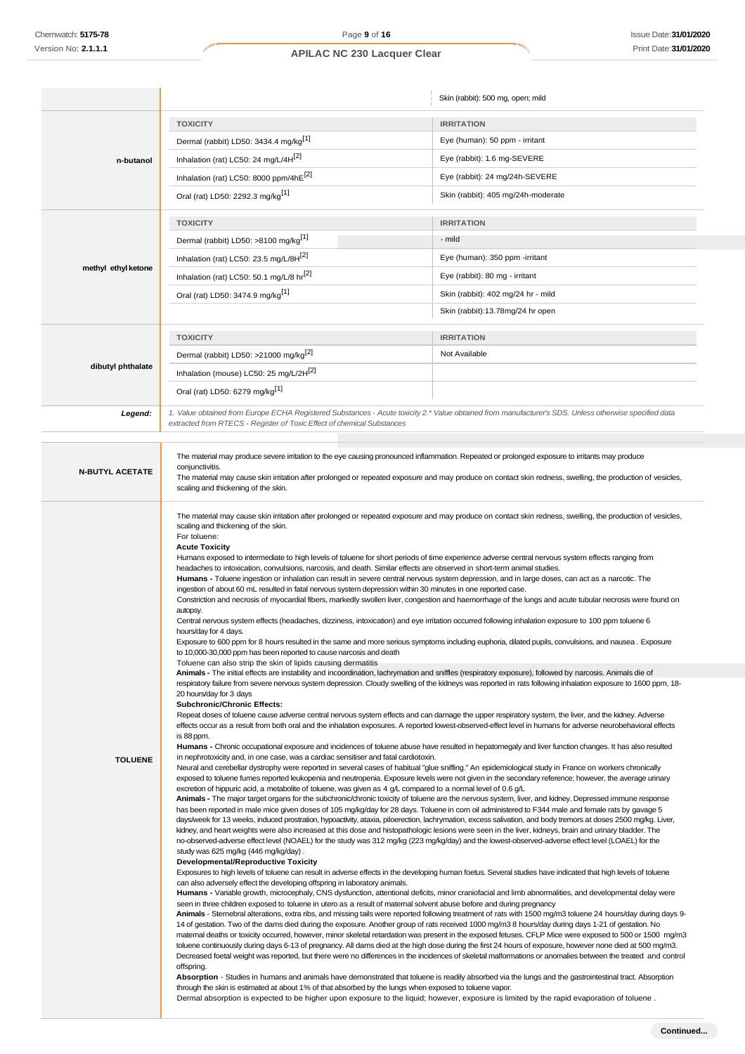| | | |
|---|---|---|
| | | Skin (rabbit): 500 mg, open; mild |
| **n-butanol** | **TOXICITY** | **IRRITATION** |
| | Dermal (rabbit) LD50: 3434.4 mg/kg[1] | Eye (human): 50 ppm - irritant |
| | Inhalation (rat) LC50: 24 mg/L/4H[2] | Eye (rabbit): 1.6 mg-SEVERE |
| | Inhalation (rat) LC50: 8000 ppm/4hE[2] | Eye (rabbit): 24 mg/24h-SEVERE |
| | Oral (rat) LD50: 2292.3 mg/kg[1] | Skin (rabbit): 405 mg/24h-moderate |
| **methyl ethyl ketone** | **TOXICITY** | **IRRITATION** |
| | Dermal (rabbit) LD50: >8100 mg/kg[1] | - mild |
| | Inhalation (rat) LC50: 23.5 mg/L/8H[2] | Eye (human): 350 ppm -irritant |
| | Inhalation (rat) LC50: 50.1 mg/L/8 hr[2] | Eye (rabbit): 80 mg - irritant |
| | Oral (rat) LD50: 3474.9 mg/kg[1] | Skin (rabbit): 402 mg/24 hr - mild |
| | | Skin (rabbit):13.78mg/24 hr open |
| **dibutyl phthalate** | **TOXICITY** | **IRRITATION** |
| | Dermal (rabbit) LD50: >21000 mg/kg[2] | Not Available |
| | Inhalation (mouse) LC50: 25 mg/L/2H[2] | |
| | Oral (rat) LD50: 6279 mg/kg[1] | |
| ***Legend:*** | *1. Value obtained from Europe ECHA Registered Substances - Acute toxicity 2.\* Value obtained from manufacturer's SDS. Unless otherwise specified data extracted from RTECS - Register of Toxic Effect of chemical Substances* | |

| | |
|---|---|
| **N-BUTYL ACETATE** | The material may produce severe irritation to the eye causing pronounced inflammation. Repeated or prolonged exposure to irritants may produce conjunctivitis. The material may cause skin irritation after prolonged or repeated exposure and may produce on contact skin redness, swelling, the production of vesicles, scaling and thickening of the skin. |

**TOLUENE**

The material may cause skin irritation after prolonged or repeated exposure and may produce on contact skin redness, swelling, the production of vesicles, scaling and thickening of the skin.

For toluene:

**Acute Toxicity**

Humans exposed to intermediate to high levels of toluene for short periods of time experience adverse central nervous system effects ranging from headaches to intoxication, convulsions, narcosis, and death. Similar effects are observed in short-term animal studies.

**Humans -** Toluene ingestion or inhalation can result in severe central nervous system depression, and in large doses, can act as a narcotic. The ingestion of about 60 mL resulted in fatal nervous system depression within 30 minutes in one reported case.

Constriction and necrosis of myocardial fibers, markedly swollen liver, congestion and haemorrhage of the lungs and acute tubular necrosis were found on autopsy.

Central nervous system effects (headaches, dizziness, intoxication) and eye irritation occurred following inhalation exposure to 100 ppm toluene 6 hours/day for 4 days.

Exposure to 600 ppm for 8 hours resulted in the same and more serious symptoms including euphoria, dilated pupils, convulsions, and nausea . Exposure to 10,000-30,000 ppm has been reported to cause narcosis and death

Toluene can also strip the skin of lipids causing dermatitis

**Animals -** The initial effects are instability and incoordination, lachrymation and sniffles (respiratory exposure), followed by narcosis. Animals die of respiratory failure from severe nervous system depression. Cloudy swelling of the kidneys was reported in rats following inhalation exposure to 1600 ppm, 18-20 hours/day for 3 days

**Subchronic/Chronic Effects:**

Repeat doses of toluene cause adverse central nervous system effects and can damage the upper respiratory system, the liver, and the kidney. Adverse effects occur as a result from both oral and the inhalation exposures. A reported lowest-observed-effect level in humans for adverse neurobehavioral effects is 88 ppm.

**Humans -** Chronic occupational exposure and incidences of toluene abuse have resulted in hepatomegaly and liver function changes. It has also resulted in nephrotoxicity and, in one case, was a cardiac sensitiser and fatal cardiotoxin.

Neural and cerebellar dystrophy were reported in several cases of habitual "glue sniffing." An epidemiological study in France on workers chronically exposed to toluene fumes reported leukopenia and neutropenia. Exposure levels were not given in the secondary reference; however, the average urinary excretion of hippuric acid, a metabolite of toluene, was given as 4 g/L compared to a normal level of 0.6 g/L

**Animals -** The major target organs for the subchronic/chronic toxicity of toluene are the nervous system, liver, and kidney. Depressed immune response has been reported in male mice given doses of 105 mg/kg/day for 28 days. Toluene in corn oil administered to F344 male and female rats by gavage 5 days/week for 13 weeks, induced prostration, hypoactivity, ataxia, piloerection, lachrymation, excess salivation, and body tremors at doses 2500 mg/kg. Liver, kidney, and heart weights were also increased at this dose and histopathologic lesions were seen in the liver, kidneys, brain and urinary bladder. The no-observed-adverse effect level (NOAEL) for the study was 312 mg/kg (223 mg/kg/day) and the lowest-observed-adverse effect level (LOAEL) for the study was 625 mg/kg (446 mg/kg/day) .

**Developmental/Reproductive Toxicity**

Exposures to high levels of toluene can result in adverse effects in the developing human foetus. Several studies have indicated that high levels of toluene can also adversely effect the developing offspring in laboratory animals.

**Humans -** Variable growth, microcephaly, CNS dysfunction, attentional deficits, minor craniofacial and limb abnormalities, and developmental delay were seen in three children exposed to toluene in utero as a result of maternal solvent abuse before and during pregnancy

**Animals** - Sternebral alterations, extra ribs, and missing tails were reported following treatment of rats with 1500 mg/m3 toluene 24 hours/day during days 9-14 of gestation. Two of the dams died during the exposure. Another group of rats received 1000 mg/m3 8 hours/day during days 1-21 of gestation. No maternal deaths or toxicity occurred, however, minor skeletal retardation was present in the exposed fetuses. CFLP Mice were exposed to 500 or 1500 mg/m3 toluene continuously during days 6-13 of pregnancy. All dams died at the high dose during the first 24 hours of exposure, however none died at 500 mg/m3. Decreased foetal weight was reported, but there were no differences in the incidences of skeletal malformations or anomalies between the treated and control offspring.

**Absorption** - Studies in humans and animals have demonstrated that toluene is readily absorbed via the lungs and the gastrointestinal tract. Absorption through the skin is estimated at about 1% of that absorbed by the lungs when exposed to toluene vapor.

Dermal absorption is expected to be higher upon exposure to the liquid; however, exposure is limited by the rapid evaporation of toluene .

Continued...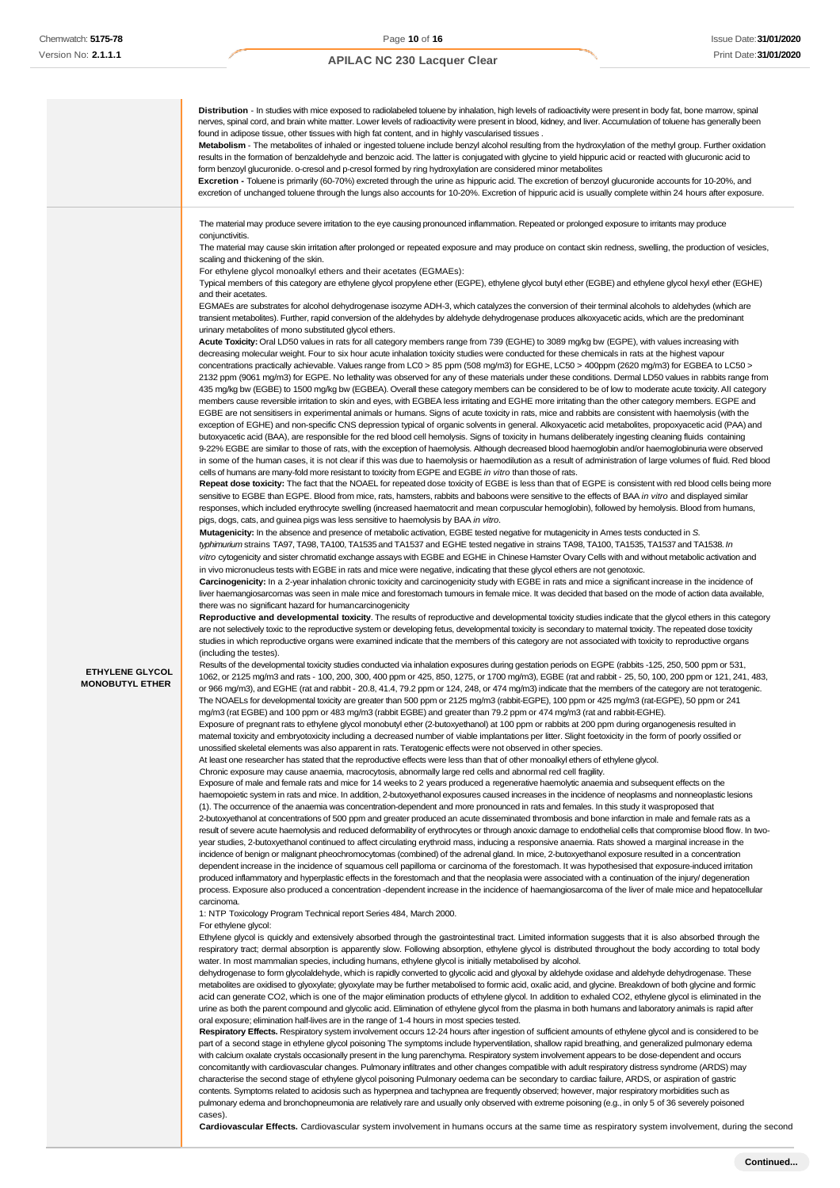| | |
|---|---|
| | **Distribution** - In studies with mice exposed to radiolabeled toluene by inhalation, high levels of radioactivity were present in body fat, bone marrow, spinal nerves, spinal cord, and brain white matter. Lower levels of radioactivity were present in blood, kidney, and liver. Accumulation of toluene has generally been found in adipose tissue, other tissues with high fat content, and in highly vascularised tissues .<br>**Metabolism** - The metabolites of inhaled or ingested toluene include benzyl alcohol resulting from the hydroxylation of the methyl group. Further oxidation results in the formation of benzaldehyde and benzoic acid. The latter is conjugated with glycine to yield hippuric acid or reacted with glucuronic acid to form benzoyl glucuronide. o-cresol and p-cresol formed by ring hydroxylation are considered minor metabolites<br>**Excretion -** Toluene is primarily (60-70%) excreted through the urine as hippuric acid. The excretion of benzoyl glucuronide accounts for 10-20%, and excretion of unchanged toluene through the lungs also accounts for 10-20%. Excretion of hippuric acid is usually complete within 24 hours after exposure. |
| **ETHYLENE GLYCOL MONOBUTYL ETHER** | The material may produce severe irritation to the eye causing pronounced inflammation. Repeated or prolonged exposure to irritants may produce conjunctivitis.<br>The material may cause skin irritation after prolonged or repeated exposure and may produce on contact skin redness, swelling, the production of vesicles, scaling and thickening of the skin.<br>For ethylene glycol monoalkyl ethers and their acetates (EGMAEs):<br>Typical members of this category are ethylene glycol propylene ether (EGPE), ethylene glycol butyl ether (EGBE) and ethylene glycol hexyl ether (EGHE) and their acetates.<br>EGMAEs are substrates for alcohol dehydrogenase isozyme ADH-3, which catalyzes the conversion of their terminal alcohols to aldehydes (which are transient metabolites). Further, rapid conversion of the aldehydes by aldehyde dehydrogenase produces alkoxyacetic acids, which are the predominant urinary metabolites of mono substituted glycol ethers.<br>**Acute Toxicity:** Oral LD50 values in rats for all category members range from 739 (EGHE) to 3089 mg/kg bw (EGPE), with values increasing with decreasing molecular weight. Four to six hour acute inhalation toxicity studies were conducted for these chemicals in rats at the highest vapour concentrations practically achievable. Values range from LC0 > 85 ppm (508 mg/m3) for EGHE, LC50 > 400ppm (2620 mg/m3) for EGBEA to LC50 > 2132 ppm (9061 mg/m3) for EGPE. No lethality was observed for any of these materials under these conditions. Dermal LD50 values in rabbits range from 435 mg/kg bw (EGBE) to 1500 mg/kg bw (EGBEA). Overall these category members can be considered to be of low to moderate acute toxicity. All category members cause reversible irritation to skin and eyes, with EGBEA less irritating and EGHE more irritating than the other category members. EGPE and EGBE are not sensitisers in experimental animals or humans. Signs of acute toxicity in rats, mice and rabbits are consistent with haemolysis (with the exception of EGHE) and non-specific CNS depression typical of organic solvents in general. Alkoxyacetic acid metabolites, propoxyacetic acid (PAA) and butoxyacetic acid (BAA), are responsible for the red blood cell hemolysis. Signs of toxicity in humans deliberately ingesting cleaning fluids containing 9-22% EGBE are similar to those of rats, with the exception of haemolysis. Although decreased blood haemoglobin and/or haemoglobinuria were observed in some of the human cases, it is not clear if this was due to haemolysis or haemodilution as a result of administration of large volumes of fluid. Red blood cells of humans are many-fold more resistant to toxicity from EGPE and EGBE *in vitro* than those of rats.<br>**Repeat dose toxicity:** The fact that the NOAEL for repeated dose toxicity of EGBE is less than that of EGPE is consistent with red blood cells being more sensitive to EGBE than EGPE. Blood from mice, rats, hamsters, rabbits and baboons were sensitive to the effects of BAA *in vitro* and displayed similar responses, which included erythrocyte swelling (increased haematocrit and mean corpuscular hemoglobin), followed by hemolysis. Blood from humans, pigs, dogs, cats, and guinea pigs was less sensitive to haemolysis by BAA *in vitro*.<br>**Mutagenicity:** In the absence and presence of metabolic activation, EGBE tested negative for mutagenicity in Ames tests conducted in *S. typhimurium* strains TA97, TA98, TA100, TA1535 and TA1537 and EGHE tested negative in strains TA98, TA100, TA1535, TA1537 and TA1538. *In vitro* cytogenicity and sister chromatid exchange assays with EGBE and EGHE in Chinese Hamster Ovary Cells with and without metabolic activation and in vivo micronucleus tests with EGBE in rats and mice were negative, indicating that these glycol ethers are not genotoxic.<br>**Carcinogenicity:** In a 2-year inhalation chronic toxicity and carcinogenicity study with EGBE in rats and mice a significant increase in the incidence of liver haemangiosarcomas was seen in male mice and forestomach tumours in female mice. It was decided that based on the mode of action data available, there was no significant hazard for humancarcinogenicity<br>**Reproductive and developmental toxicity**. The results of reproductive and developmental toxicity studies indicate that the glycol ethers in this category are not selectively toxic to the reproductive system or developing fetus, developmental toxicity is secondary to maternal toxicity. The repeated dose toxicity studies in which reproductive organs were examined indicate that the members of this category are not associated with toxicity to reproductive organs (including the testes).<br>Results of the developmental toxicity studies conducted via inhalation exposures during gestation periods on EGPE (rabbits -125, 250, 500 ppm or 531, 1062, or 2125 mg/m3 and rats - 100, 200, 300, 400 ppm or 425, 850, 1275, or 1700 mg/m3), EGBE (rat and rabbit - 25, 50, 100, 200 ppm or 121, 241, 483, or 966 mg/m3), and EGHE (rat and rabbit - 20.8, 41.4, 79.2 ppm or 124, 248, or 474 mg/m3) indicate that the members of the category are not teratogenic. The NOAELs for developmental toxicity are greater than 500 ppm or 2125 mg/m3 (rabbit-EGPE), 100 ppm or 425 mg/m3 (rat-EGPE), 50 ppm or 241 mg/m3 (rat EGBE) and 100 ppm or 483 mg/m3 (rabbit EGBE) and greater than 79.2 ppm or 474 mg/m3 (rat and rabbit-EGHE).<br>Exposure of pregnant rats to ethylene glycol monobutyl ether (2-butoxyethanol) at 100 ppm or rabbits at 200 ppm during organogenesis resulted in maternal toxicity and embryotoxicity including a decreased number of viable implantations per litter. Slight foetoxicity in the form of poorly ossified or unossified skeletal elements was also apparent in rats. Teratogenic effects were not observed in other species.<br>At least one researcher has stated that the reproductive effects were less than that of other monoalkyl ethers of ethylene glycol.<br>Chronic exposure may cause anaemia, macrocytosis, abnormally large red cells and abnormal red cell fragility.<br>Exposure of male and female rats and mice for 14 weeks to 2 years produced a regenerative haemolytic anaemia and subsequent effects on the haemopoietic system in rats and mice. In addition, 2-butoxyethanol exposures caused increases in the incidence of neoplasms and nonneoplastic lesions (1). The occurrence of the anaemia was concentration-dependent and more pronounced in rats and females. In this study it wasproposed that 2-butoxyethanol at concentrations of 500 ppm and greater produced an acute disseminated thrombosis and bone infarction in male and female rats as a result of severe acute haemolysis and reduced deformability of erythrocytes or through anoxic damage to endothelial cells that compromise blood flow. In two-year studies, 2-butoxyethanol continued to affect circulating erythroid mass, inducing a responsive anaemia. Rats showed a marginal increase in the incidence of benign or malignant pheochromocytomas (combined) of the adrenal gland. In mice, 2-butoxyethanol exposure resulted in a concentration dependent increase in the incidence of squamous cell papilloma or carcinoma of the forestomach. It was hypothesised that exposure-induced irritation produced inflammatory and hyperplastic effects in the forestomach and that the neoplasia were associated with a continuation of the injury/ degeneration process. Exposure also produced a concentration -dependent increase in the incidence of haemangiosarcoma of the liver of male mice and hepatocellular carcinoma.<br>1: NTP Toxicology Program Technical report Series 484, March 2000.<br>For ethylene glycol:<br>Ethylene glycol is quickly and extensively absorbed through the gastrointestinal tract. Limited information suggests that it is also absorbed through the respiratory tract; dermal absorption is apparently slow. Following absorption, ethylene glycol is distributed throughout the body according to total body water. In most mammalian species, including humans, ethylene glycol is initially metabolised by alcohol.<br>dehydrogenase to form glycolaldehyde, which is rapidly converted to glycolic acid and glyoxal by aldehyde oxidase and aldehyde dehydrogenase. These metabolites are oxidised to glyoxylate; glyoxylate may be further metabolised to formic acid, oxalic acid, and glycine. Breakdown of both glycine and formic acid can generate CO2, which is one of the major elimination products of ethylene glycol. In addition to exhaled CO2, ethylene glycol is eliminated in the urine as both the parent compound and glycolic acid. Elimination of ethylene glycol from the plasma in both humans and laboratory animals is rapid after oral exposure; elimination half-lives are in the range of 1-4 hours in most species tested.<br>**Respiratory Effects.** Respiratory system involvement occurs 12-24 hours after ingestion of sufficient amounts of ethylene glycol and is considered to be part of a second stage in ethylene glycol poisoning The symptoms include hyperventilation, shallow rapid breathing, and generalized pulmonary edema with calcium oxalate crystals occasionally present in the lung parenchyma. Respiratory system involvement appears to be dose-dependent and occurs concomitantly with cardiovascular changes. Pulmonary infiltrates and other changes compatible with adult respiratory distress syndrome (ARDS) may characterise the second stage of ethylene glycol poisoning Pulmonary oedema can be secondary to cardiac failure, ARDS, or aspiration of gastric contents. Symptoms related to acidosis such as hyperpnea and tachypnea are frequently observed; however, major respiratory morbidities such as pulmonary edema and bronchopneumonia are relatively rare and usually only observed with extreme poisoning (e.g., in only 5 of 36 severely poisoned cases).<br>**Cardiovascular Effects.** Cardiovascular system involvement in humans occurs at the same time as respiratory system involvement, during the second |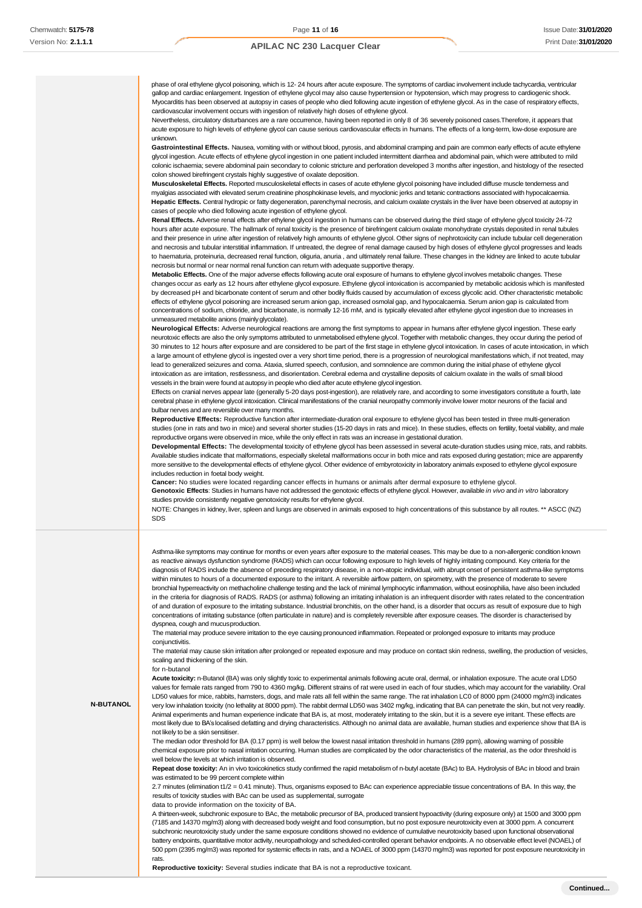| | |
|---|---|
| | phase of oral ethylene glycol poisoning, which is 12- 24 hours after acute exposure. The symptoms of cardiac involvement include tachycardia, ventricular gallop and cardiac enlargement. Ingestion of ethylene glycol may also cause hypertension or hypotension, which may progress to cardiogenic shock. Myocarditis has been observed at autopsy in cases of people who died following acute ingestion of ethylene glycol. As in the case of respiratory effects, cardiovascular involvement occurs with ingestion of relatively high doses of ethylene glycol.<br>Nevertheless, circulatory disturbances are a rare occurrence, having been reported in only 8 of 36 severely poisoned cases.Therefore, it appears that acute exposure to high levels of ethylene glycol can cause serious cardiovascular effects in humans. The effects of a long-term, low-dose exposure are unknown.<br>**Gastrointestinal Effects.** Nausea, vomiting with or without blood, pyrosis, and abdominal cramping and pain are common early effects of acute ethylene glycol ingestion. Acute effects of ethylene glycol ingestion in one patient included intermittent diarrhea and abdominal pain, which were attributed to mild colonic ischaemia; severe abdominal pain secondary to colonic stricture and perforation developed 3 months after ingestion, and histology of the resected colon showed birefringent crystals highly suggestive of oxalate deposition.<br>**Musculoskeletal Effects.** Reported musculoskeletal effects in cases of acute ethylene glycol poisoning have included diffuse muscle tenderness and myalgias associated with elevated serum creatinine phosphokinase levels, and myoclonic jerks and tetanic contractions associated with hypocalcaemia.<br>**Hepatic Effects.** Central hydropic or fatty degeneration, parenchymal necrosis, and calcium oxalate crystals in the liver have been observed at autopsy in cases of people who died following acute ingestion of ethylene glycol.<br>**Renal Effects.** Adverse renal effects after ethylene glycol ingestion in humans can be observed during the third stage of ethylene glycol toxicity 24-72 hours after acute exposure. The hallmark of renal toxicity is the presence of birefringent calcium oxalate monohydrate crystals deposited in renal tubules and their presence in urine after ingestion of relatively high amounts of ethylene glycol. Other signs of nephrotoxicity can include tubular cell degeneration and necrosis and tubular interstitial inflammation. If untreated, the degree of renal damage caused by high doses of ethylene glycol progresses and leads to haematuria, proteinuria, decreased renal function, oliguria, anuria , and ultimately renal failure. These changes in the kidney are linked to acute tubular necrosis but normal or near normal renal function can return with adequate supportive therapy.<br>**Metabolic Effects.** One of the major adverse effects following acute oral exposure of humans to ethylene glycol involves metabolic changes. These changes occur as early as 12 hours after ethylene glycol exposure. Ethylene glycol intoxication is accompanied by metabolic acidosis which is manifested by decreased pH and bicarbonate content of serum and other bodily fluids caused by accumulation of excess glycolic acid. Other characteristic metabolic effects of ethylene glycol poisoning are increased serum anion gap, increased osmolal gap, and hypocalcaemia. Serum anion gap is calculated from concentrations of sodium, chloride, and bicarbonate, is normally 12-16 mM, and is typically elevated after ethylene glycol ingestion due to increases in unmeasured metabolite anions (mainly glycolate).<br>**Neurological Effects:** Adverse neurological reactions are among the first symptoms to appear in humans after ethylene glycol ingestion. These early neurotoxic effects are also the only symptoms attributed to unmetabolised ethylene glycol. Together with metabolic changes, they occur during the period of 30 minutes to 12 hours after exposure and are considered to be part of the first stage in ethylene glycol intoxication. In cases of acute intoxication, in which a large amount of ethylene glycol is ingested over a very short time period, there is a progression of neurological manifestations which, if not treated, may lead to generalized seizures and coma. Ataxia, slurred speech, confusion, and somnolence are common during the initial phase of ethylene glycol intoxication as are irritation, restlessness, and disorientation. Cerebral edema and crystalline deposits of calcium oxalate in the walls of small blood vessels in the brain were found at autopsy in people who died after acute ethylene glycol ingestion.<br>Effects on cranial nerves appear late (generally 5-20 days post-ingestion), are relatively rare, and according to some investigators constitute a fourth, late cerebral phase in ethylene glycol intoxication. Clinical manifestations of the cranial neuropathy commonly involve lower motor neurons of the facial and bulbar nerves and are reversible over many months.<br>**Reproductive Effects:** Reproductive function after intermediate-duration oral exposure to ethylene glycol has been tested in three multi-generation studies (one in rats and two in mice) and several shorter studies (15-20 days in rats and mice). In these studies, effects on fertility, foetal viability, and male reproductive organs were observed in mice, while the only effect in rats was an increase in gestational duration.<br>**Developmental Effects:** The developmental toxicity of ethylene glycol has been assessed in several acute-duration studies using mice, rats, and rabbits. Available studies indicate that malformations, especially skeletal malformations occur in both mice and rats exposed during gestation; mice are apparently more sensitive to the developmental effects of ethylene glycol. Other evidence of embyrotoxicity in laboratory animals exposed to ethylene glycol exposure includes reduction in foetal body weight.<br>**Cancer:** No studies were located regarding cancer effects in humans or animals after dermal exposure to ethylene glycol.<br>**Genotoxic Effects**: Studies in humans have not addressed the genotoxic effects of ethylene glycol. However, available *in vivo* and *in vitro* laboratory studies provide consistently negative genotoxicity results for ethylene glycol.<br>NOTE: Changes in kidney, liver, spleen and lungs are observed in animals exposed to high concentrations of this substance by all routes. ** ASCC (NZ) SDS |
| **N-BUTANOL** | Asthma-like symptoms may continue for months or even years after exposure to the material ceases. This may be due to a non-allergenic condition known as reactive airways dysfunction syndrome (RADS) which can occur following exposure to high levels of highly irritating compound. Key criteria for the diagnosis of RADS include the absence of preceding respiratory disease, in a non-atopic individual, with abrupt onset of persistent asthma-like symptoms within minutes to hours of a documented exposure to the irritant. A reversible airflow pattern, on spirometry, with the presence of moderate to severe bronchial hyperreactivity on methacholine challenge testing and the lack of minimal lymphocytic inflammation, without eosinophilia, have also been included in the criteria for diagnosis of RADS. RADS (or asthma) following an irritating inhalation is an infrequent disorder with rates related to the concentration of and duration of exposure to the irritating substance. Industrial bronchitis, on the other hand, is a disorder that occurs as result of exposure due to high concentrations of irritating substance (often particulate in nature) and is completely reversible after exposure ceases. The disorder is characterised by dyspnea, cough and mucus production.<br>The material may produce severe irritation to the eye causing pronounced inflammation. Repeated or prolonged exposure to irritants may produce conjunctivitis.<br>The material may cause skin irritation after prolonged or repeated exposure and may produce on contact skin redness, swelling, the production of vesicles, scaling and thickening of the skin.<br>for n-butanol<br>**Acute toxicity:** n-Butanol (BA) was only slightly toxic to experimental animals following acute oral, dermal, or inhalation exposure. The acute oral LD50 values for female rats ranged from 790 to 4360 mg/kg. Different strains of rat were used in each of four studies, which may account for the variability. Oral LD50 values for mice, rabbits, hamsters, dogs, and male rats all fell within the same range. The rat inhalation LC0 of 8000 ppm (24000 mg/m3) indicates very low inhalation toxicity (no lethality at 8000 ppm). The rabbit dermal LD50 was 3402 mg/kg, indicating that BA can penetrate the skin, but not very readily. Animal experiments and human experience indicate that BA is, at most, moderately irritating to the skin, but it is a severe eye irritant. These effects are most likely due to BA's localised defatting and drying characteristics. Although no animal data are available, human studies and experience show that BA is not likely to be a skin sensitiser.<br>The median odor threshold for BA (0.17 ppm) is well below the lowest nasal irritation threshold in humans (289 ppm), allowing warning of possible chemical exposure prior to nasal irritation occurring. Human studies are complicated by the odor characteristics of the material, as the odor threshold is well below the levels at which irritation is observed.<br>**Repeat dose toxicity:** An in vivo toxicokinetics study confirmed the rapid metabolism of n-butyl acetate (BAc) to BA. Hydrolysis of BAc in blood and brain was estimated to be 99 percent complete within<br>2.7 minutes (elimination $t1/2$ = 0.41 minute). Thus, organisms exposed to BAc can experience appreciable tissue concentrations of BA. In this way, the results of toxicity studies with BAc can be used as supplemental, surrogate<br>data to provide information on the toxicity of BA.<br>A thirteen-week, subchronic exposure to BAc, the metabolic precursor of BA, produced transient hypoactivity (during exposure only) at 1500 and 3000 ppm (7185 and 14370 mg/m3) along with decreased body weight and food consumption, but no post exposure neurotoxicity even at 3000 ppm. A concurrent subchronic neurotoxicity study under the same exposure conditions showed no evidence of cumulative neurotoxicity based upon functional observational battery endpoints, quantitative motor activity, neuropathology and scheduled-controlled operant behavior endpoints. A no observable effect level (NOAEL) of 500 ppm (2395 mg/m3) was reported for systemic effects in rats, and a NOAEL of 3000 ppm (14370 mg/m3) was reported for post exposure neurotoxicity in rats.<br>**Reproductive toxicity:** Several studies indicate that BA is not a reproductive toxicant. |

Continued...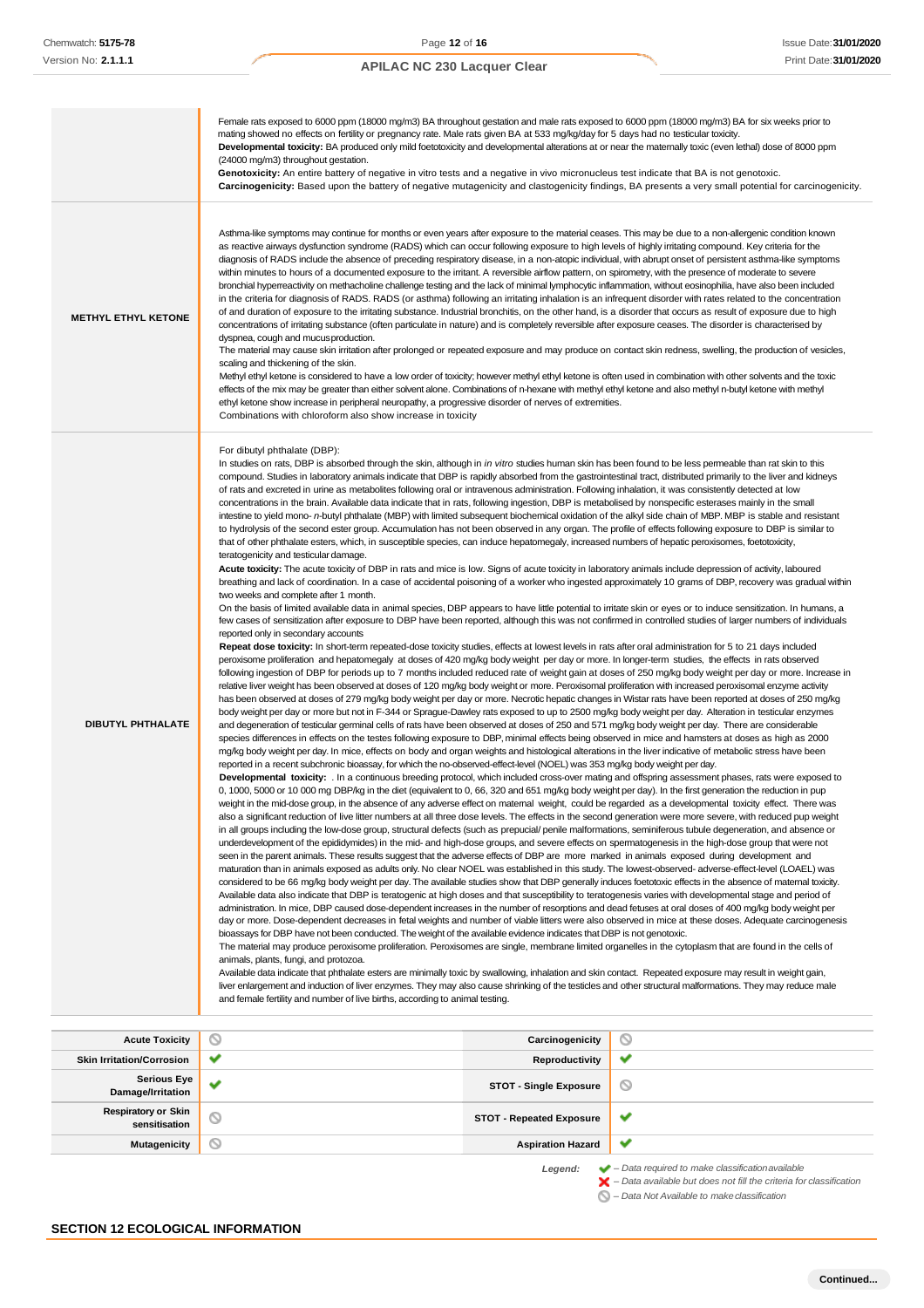| | |
|---|---|
| | Female rats exposed to 6000 ppm (18000 mg/m3) BA throughout gestation and male rats exposed to 6000 ppm (18000 mg/m3) BA for six weeks prior to mating showed no effects on fertility or pregnancy rate. Male rats given BA at 533 mg/kg/day for 5 days had no testicular toxicity.<br>**Developmental toxicity:** BA produced only mild foetotoxicity and developmental alterations at or near the maternally toxic (even lethal) dose of 8000 ppm (24000 mg/m3) throughout gestation.<br>**Genotoxicity:** An entire battery of negative in vitro tests and a negative in vivo micronucleus test indicate that BA is not genotoxic.<br>**Carcinogenicity:** Based upon the battery of negative mutagenicity and clastogenicity findings, BA presents a very small potential for carcinogenicity. |
| **METHYL ETHYL KETONE** | Asthma-like symptoms may continue for months or even years after exposure to the material ceases. This may be due to a non-allergenic condition known as reactive airways dysfunction syndrome (RADS) which can occur following exposure to high levels of highly irritating compound. Key criteria for the diagnosis of RADS include the absence of preceding respiratory disease, in a non-atopic individual, with abrupt onset of persistent asthma-like symptoms within minutes to hours of a documented exposure to the irritant. A reversible airflow pattern, on spirometry, with the presence of moderate to severe bronchial hyperreactivity on methacholine challenge testing and the lack of minimal lymphocytic inflammation, without eosinophilia, have also been included in the criteria for diagnosis of RADS. RADS (or asthma) following an irritating inhalation is an infrequent disorder with rates related to the concentration of and duration of exposure to the irritating substance. Industrial bronchitis, on the other hand, is a disorder that occurs as result of exposure due to high concentrations of irritating substance (often particulate in nature) and is completely reversible after exposure ceases. The disorder is characterised by dyspnea, cough and mucus production.<br>The material may cause skin irritation after prolonged or repeated exposure and may produce on contact skin redness, swelling, the production of vesicles, scaling and thickening of the skin.<br>Methyl ethyl ketone is considered to have a low order of toxicity; however methyl ethyl ketone is often used in combination with other solvents and the toxic effects of the mix may be greater than either solvent alone. Combinations of n-hexane with methyl ethyl ketone and also methyl n-butyl ketone with methyl ethyl ketone show increase in peripheral neuropathy, a progressive disorder of nerves of extremities.<br>Combinations with chloroform also show increase in toxicity |
| **DIBUTYL PHTHALATE** | For dibutyl phthalate (DBP):<br>In studies on rats, DBP is absorbed through the skin, although in *in vitro* studies human skin has been found to be less permeable than rat skin to this compound. Studies in laboratory animals indicate that DBP is rapidly absorbed from the gastrointestinal tract, distributed primarily to the liver and kidneys of rats and excreted in urine as metabolites following oral or intravenous administration. Following inhalation, it was consistently detected at low concentrations in the brain. Available data indicate that in rats, following ingestion, DBP is metabolised by nonspecific esterases mainly in the small intestine to yield mono- *n*-butyl phthalate (MBP) with limited subsequent biochemical oxidation of the alkyl side chain of MBP. MBP is stable and resistant to hydrolysis of the second ester group. Accumulation has not been observed in any organ. The profile of effects following exposure to DBP is similar to that of other phthalate esters, which, in susceptible species, can induce hepatomegaly, increased numbers of hepatic peroxisomes, foetotoxicity, teratogenicity and testicular damage.<br>**Acute toxicity:** The acute toxicity of DBP in rats and mice is low. Signs of acute toxicity in laboratory animals include depression of activity, laboured breathing and lack of coordination. In a case of accidental poisoning of a worker who ingested approximately 10 grams of DBP, recovery was gradual within two weeks and complete after 1 month.<br>On the basis of limited available data in animal species, DBP appears to have little potential to irritate skin or eyes or to induce sensitization. In humans, a few cases of sensitization after exposure to DBP have been reported, although this was not confirmed in controlled studies of larger numbers of individuals reported only in secondary accounts<br>**Repeat dose toxicity:** In short-term repeated-dose toxicity studies, effects at lowest levels in rats after oral administration for 5 to 21 days included peroxisome proliferation and hepatomegaly at doses of 420 mg/kg body weight per day or more. In longer-term studies, the effects in rats observed following ingestion of DBP for periods up to 7 months included reduced rate of weight gain at doses of 250 mg/kg body weight per day or more. Increase in relative liver weight has been observed at doses of 120 mg/kg body weight or more. Peroxisomal proliferation with increased peroxisomal enzyme activity has been observed at doses of 279 mg/kg body weight per day or more. Necrotic hepatic changes in Wistar rats have been reported at doses of 250 mg/kg body weight per day or more but not in F-344 or Sprague-Dawley rats exposed to up to 2500 mg/kg body weight per day. Alteration in testicular enzymes and degeneration of testicular germinal cells of rats have been observed at doses of 250 and 571 mg/kg body weight per day. There are considerable species differences in effects on the testes following exposure to DBP, minimal effects being observed in mice and hamsters at doses as high as 2000 mg/kg body weight per day. In mice, effects on body and organ weights and histological alterations in the liver indicative of metabolic stress have been reported in a recent subchronic bioassay, for which the no-observed-effect-level (NOEL) was 353 mg/kg body weight per day.<br>**Developmental toxicity:** . In a continuous breeding protocol, which included cross-over mating and offspring assessment phases, rats were exposed to 0, 1000, 5000 or 10 000 mg DBP/kg in the diet (equivalent to 0, 66, 320 and 651 mg/kg body weight per day). In the first generation the reduction in pup weight in the mid-dose group, in the absence of any adverse effect on maternal weight, could be regarded as a developmental toxicity effect. There was also a significant reduction of live litter numbers at all three dose levels. The effects in the second generation were more severe, with reduced pup weight in all groups including the low-dose group, structural defects (such as prepucial/ penile malformations, seminiferous tubule degeneration, and absence or underdevelopment of the epididymides) in the mid- and high-dose groups, and severe effects on spermatogenesis in the high-dose group that were not seen in the parent animals. These results suggest that the adverse effects of DBP are more marked in animals exposed during development and maturation than in animals exposed as adults only. No clear NOEL was established in this study. The lowest-observed- adverse-effect-level (LOAEL) was considered to be 66 mg/kg body weight per day. The available studies show that DBP generally induces foetotoxic effects in the absence of maternal toxicity. Available data also indicate that DBP is teratogenic at high doses and that susceptibility to teratogenesis varies with developmental stage and period of administration. In mice, DBP caused dose-dependent increases in the number of resorptions and dead fetuses at oral doses of 400 mg/kg body weight per day or more. Dose-dependent decreases in fetal weights and number of viable litters were also observed in mice at these doses. Adequate carcinogenesis bioassays for DBP have not been conducted. The weight of the available evidence indicates that DBP is not genotoxic.<br>The material may produce peroxisome proliferation. Peroxisomes are single, membrane limited organelles in the cytoplasm that are found in the cells of animals, plants, fungi, and protozoa.<br>Available data indicate that phthalate esters are minimally toxic by swallowing, inhalation and skin contact. Repeated exposure may result in weight gain, liver enlargement and induction of liver enzymes. They may also cause shrinking of the testicles and other structural malformations. They may reduce male and female fertility and number of live births, according to animal testing. |

| | | | |
|---|---|---|---|
| **Acute Toxicity** | ⃠ | **Carcinogenicity** | ⃠ |
| **Skin Irritation/Corrosion** | ✔ | **Reproductivity** | ✔ |
| **Serious Eye Damage/Irritation** | ✔ | **STOT - Single Exposure** | ⃠ |
| **Respiratory or Skin sensitisation** | ⃠ | **STOT - Repeated Exposure** | ✔ |
| **Mutagenicity** | ⃠ | **Aspiration Hazard** | ✔ |

*Legend:*
- ✔ – *Data required to make classification available*
- ✘ – *Data available but does not fill the criteria for classification*
- ⃠ – *Data Not Available to make classification*

## SECTION 12 ECOLOGICAL INFORMATION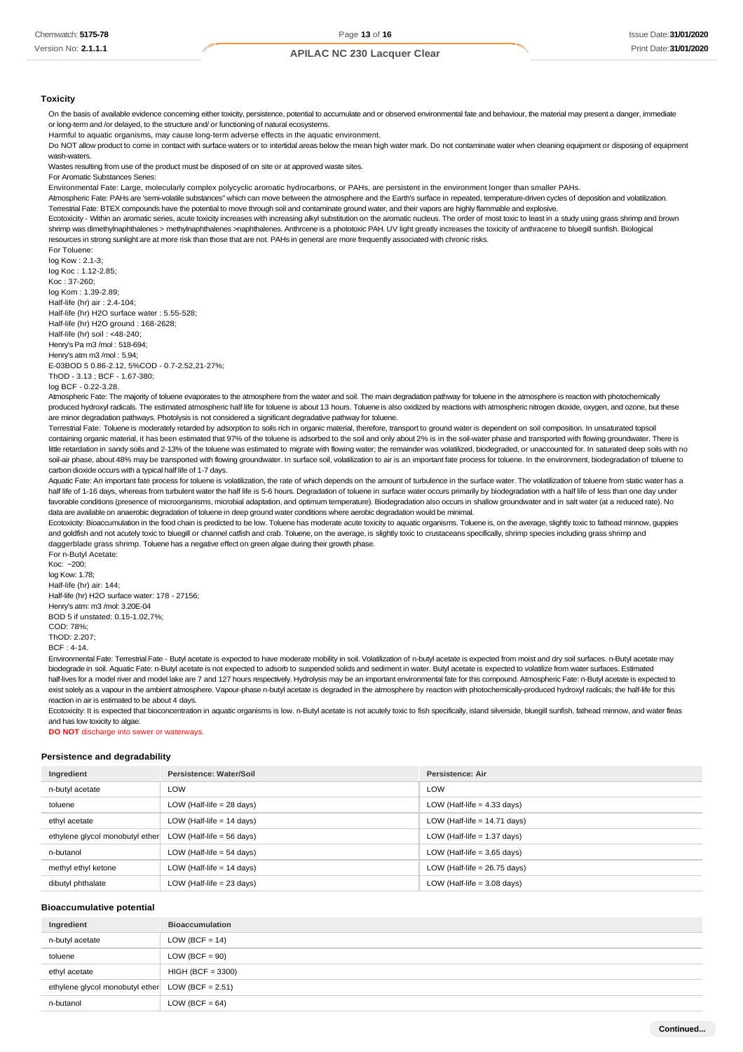### Toxicity

On the basis of available evidence concerning either toxicity, persistence, potential to accumulate and or observed environmental fate and behaviour, the material may present a danger, immediate or long-term and /or delayed, to the structure and/ or functioning of natural ecosystems.

Harmful to aquatic organisms, may cause long-term adverse effects in the aquatic environment.

Do NOT allow product to come in contact with surface waters or to intertidal areas below the mean high water mark. Do not contaminate water when cleaning equipment or disposing of equipment wash-waters.

Wastes resulting from use of the product must be disposed of on site or at approved waste sites.

For Aromatic Substances Series:

Environmental Fate: Large, molecularly complex polycyclic aromatic hydrocarbons, or PAHs, are persistent in the environment longer than smaller PAHs.

Atmospheric Fate: PAHs are 'semi-volatile substances" which can move between the atmosphere and the Earth's surface in repeated, temperature-driven cycles of deposition and volatilization.

Terrestrial Fate: BTEX compounds have the potential to move through soil and contaminate ground water, and their vapors are highly flammable and explosive.

Ecotoxicity - Within an aromatic series, acute toxicity increases with increasing alkyl substitution on the aromatic nucleus. The order of most toxic to least in a study using grass shrimp and brown shrimp was dimethylnaphthalenes > methylnaphthalenes >naphthalenes. Anthrcene is a phototoxic PAH. UV light greatly increases the toxicity of anthracene to bluegill sunfish. Biological resources in strong sunlight are at more risk than those that are not. PAHs in general are more frequently associated with chronic risks.

For Toluene:

log Kow : 2.1-3;

log Koc : 1.12-2.85;

Koc : 37-260;

log Kom : 1.39-2.89;

Half-life (hr) air : 2.4-104;

Half-life (hr) H2O surface water : 5.55-528;

Half-life (hr) H2O ground : 168-2628;

Half-life (hr) soil : <48-240;

Henry's Pa m3 /mol : 518-694;

Henry's atm m3 /mol : 5.94;

E-03BOD 5 0.86-2.12, 5%COD - 0.7-2.52,21-27%;

ThOD - 3.13 ; BCF - 1.67-380;

log BCF - 0.22-3.28.

Atmospheric Fate: The majority of toluene evaporates to the atmosphere from the water and soil. The main degradation pathway for toluene in the atmosphere is reaction with photochemically produced hydroxyl radicals. The estimated atmospheric half life for toluene is about 13 hours. Toluene is also oxidized by reactions with atmospheric nitrogen dioxide, oxygen, and ozone, but these are minor degradation pathways. Photolysis is not considered a significant degradative pathway for toluene.

Terrestrial Fate: Toluene is moderately retarded by adsorption to soils rich in organic material, therefore, transport to ground water is dependent on soil composition. In unsaturated topsoil containing organic material, it has been estimated that 97% of the toluene is adsorbed to the soil and only about 2% is in the soil-water phase and transported with flowing groundwater. There is little retardation in sandy soils and 2-13% of the toluene was estimated to migrate with flowing water; the remainder was volatilized, biodegraded, or unaccounted for. In saturated deep soils with no soil-air phase, about 48% may be transported with flowing groundwater. In surface soil, volatilization to air is an important fate process for toluene. In the environment, biodegradation of toluene to carbon dioxide occurs with a typical half life of 1-7 days.

Aquatic Fate: An important fate process for toluene is volatilization, the rate of which depends on the amount of turbulence in the surface water. The volatilization of toluene from static water has a half life of 1-16 days, whereas from turbulent water the half life is 5-6 hours. Degradation of toluene in surface water occurs primarily by biodegradation with a half life of less than one day under favorable conditions (presence of microorganisms, microbial adaptation, and optimum temperature). Biodegradation also occurs in shallow groundwater and in salt water (at a reduced rate). No data are available on anaerobic degradation of toluene in deep ground water conditions where aerobic degradation would be minimal.

Ecotoxicity: Bioaccumulation in the food chain is predicted to be low. Toluene has moderate acute toxicity to aquatic organisms. Toluene is, on the average, slightly toxic to fathead minnow, guppies and goldfish and not acutely toxic to bluegill or channel catfish and crab. Toluene, on the average, is slightly toxic to crustaceans specifically, shrimp species including grass shrimp and daggerblade grass shrimp. Toluene has a negative effect on green algae during their growth phase.

For n-Butyl Acetate:

Koc: ~200;

log Kow: 1.78;

Half-life (hr) air: 144;

Half-life (hr) H2O surface water: 178 - 27156;

Henry's atm: m3 /mol: 3.20E-04

BOD 5 if unstated: 0.15-1.02,7%;

COD: 78%;

ThOD: 2.207;

BCF : 4-14.

Environmental Fate: Terrestrial Fate - Butyl acetate is expected to have moderate mobility in soil. Volatilization of n-butyl acetate is expected from moist and dry soil surfaces. n-Butyl acetate may biodegrade in soil. Aquatic Fate: n-Butyl acetate is not expected to adsorb to suspended solids and sediment in water. Butyl acetate is expected to volatilize from water surfaces. Estimated half-lives for a model river and model lake are 7 and 127 hours respectively. Hydrolysis may be an important environmental fate for this compound. Atmospheric Fate: n-Butyl acetate is expected to exist solely as a vapour in the ambient atmosphere. Vapour-phase n-butyl acetate is degraded in the atmosphere by reaction with photochemically-produced hydroxyl radicals; the half-life for this reaction in air is estimated to be about 4 days.

Ecotoxicity: It is expected that bioconcentration in aquatic organisms is low. n-Butyl acetate is not acutely toxic to fish specifically, island silverside, bluegill sunfish, fathead minnow, and water fleas and has low toxicity to algae.

**DO NOT** discharge into sewer or waterways.

### Persistence and degradability

| Ingredient | Persistence: Water/Soil | Persistence: Air |
|---|---|---|
| n-butyl acetate | LOW | LOW |
| toluene | LOW (Half-life = 28 days) | LOW (Half-life = 4.33 days) |
| ethyl acetate | LOW (Half-life = 14 days) | LOW (Half-life = 14.71 days) |
| ethylene glycol monobutyl ether | LOW (Half-life = 56 days) | LOW (Half-life = 1.37 days) |
| n-butanol | LOW (Half-life = 54 days) | LOW (Half-life = 3.65 days) |
| methyl ethyl ketone | LOW (Half-life = 14 days) | LOW (Half-life = 26.75 days) |
| dibutyl phthalate | LOW (Half-life = 23 days) | LOW (Half-life = 3.08 days) |

### Bioaccumulative potential

| Ingredient | Bioaccumulation |
|---|---|
| n-butyl acetate | LOW (BCF = 14) |
| toluene | LOW (BCF = 90) |
| ethyl acetate | HIGH (BCF = 3300) |
| ethylene glycol monobutyl ether | LOW (BCF = 2.51) |
| n-butanol | LOW (BCF = 64) |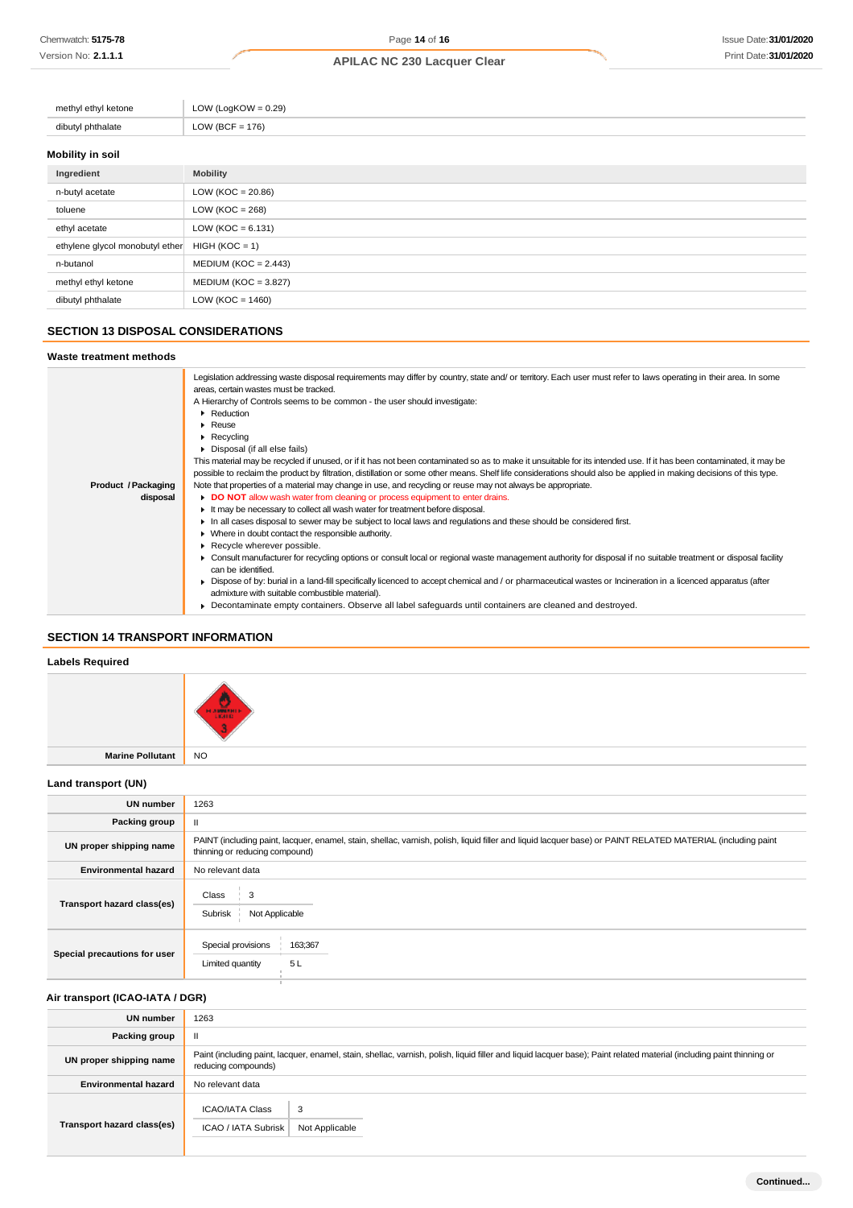| | |
|---|---|
| methyl ethyl ketone | LOW (LogKOW = 0.29) |
| dibutyl phthalate | LOW (BCF = 176) |

### Mobility in soil

| Ingredient | Mobility |
|---|---|
| n-butyl acetate | LOW (KOC = 20.86) |
| toluene | LOW (KOC = 268) |
| ethyl acetate | LOW (KOC = 6.131) |
| ethylene glycol monobutyl ether | HIGH (KOC = 1) |
| n-butanol | MEDIUM (KOC = 2.443) |
| methyl ethyl ketone | MEDIUM (KOC = 3.827) |
| dibutyl phthalate | LOW (KOC = 1460) |

## SECTION 13 DISPOSAL CONSIDERATIONS

### Waste treatment methods

| | |
|---|---|
| **Product / Packaging disposal** | Legislation addressing waste disposal requirements may differ by country, state and/ or territory. Each user must refer to laws operating in their area. In some areas, certain wastes must be tracked.<br>A Hierarchy of Controls seems to be common - the user should investigate:<br>▸ Reduction<br>▸ Reuse<br>▸ Recycling<br>▸ Disposal (if all else fails)<br>This material may be recycled if unused, or if it has not been contaminated so as to make it unsuitable for its intended use. If it has been contaminated, it may be possible to reclaim the product by filtration, distillation or some other means. Shelf life considerations should also be applied in making decisions of this type. Note that properties of a material may change in use, and recycling or reuse may not always be appropriate.<br>▸ **DO NOT** allow wash water from cleaning or process equipment to enter drains.<br>▸ It may be necessary to collect all wash water for treatment before disposal.<br>▸ In all cases disposal to sewer may be subject to local laws and regulations and these should be considered first.<br>▸ Where in doubt contact the responsible authority.<br>▸ Recycle wherever possible.<br>▸ Consult manufacturer for recycling options or consult local or regional waste management authority for disposal if no suitable treatment or disposal facility can be identified.<br>▸ Dispose of by: burial in a land-fill specifically licenced to accept chemical and / or pharmaceutical wastes or Incineration in a licenced apparatus (after admixture with suitable combustible material).<br>▸ Decontaminate empty containers. Observe all label safeguards until containers are cleaned and destroyed. |

## SECTION 14 TRANSPORT INFORMATION

### Labels Required

| | |
|---|---|
| | FLAMMABLE LIQUID 3 |
| **Marine Pollutant** | NO |

### Land transport (UN)

| | |
|---|---|
| **UN number** | 1263 |
| **Packing group** | II |
| **UN proper shipping name** | PAINT (including paint, lacquer, enamel, stain, shellac, varnish, polish, liquid filler and liquid lacquer base) or PAINT RELATED MATERIAL (including paint thinning or reducing compound) |
| **Environmental hazard** | No relevant data |
| **Transport hazard class(es)** | Class: 3<br>Subrisk: Not Applicable |
| **Special precautions for user** | Special provisions: 163;367<br>Limited quantity: 5 L |

### Air transport (ICAO-IATA / DGR)

| | |
|---|---|
| **UN number** | 1263 |
| **Packing group** | II |
| **UN proper shipping name** | Paint (including paint, lacquer, enamel, stain, shellac, varnish, polish, liquid filler and liquid lacquer base); Paint related material (including paint thinning or reducing compounds) |
| **Environmental hazard** | No relevant data |
| **Transport hazard class(es)** | ICAO/IATA Class: 3<br>ICAO / IATA Subrisk: Not Applicable |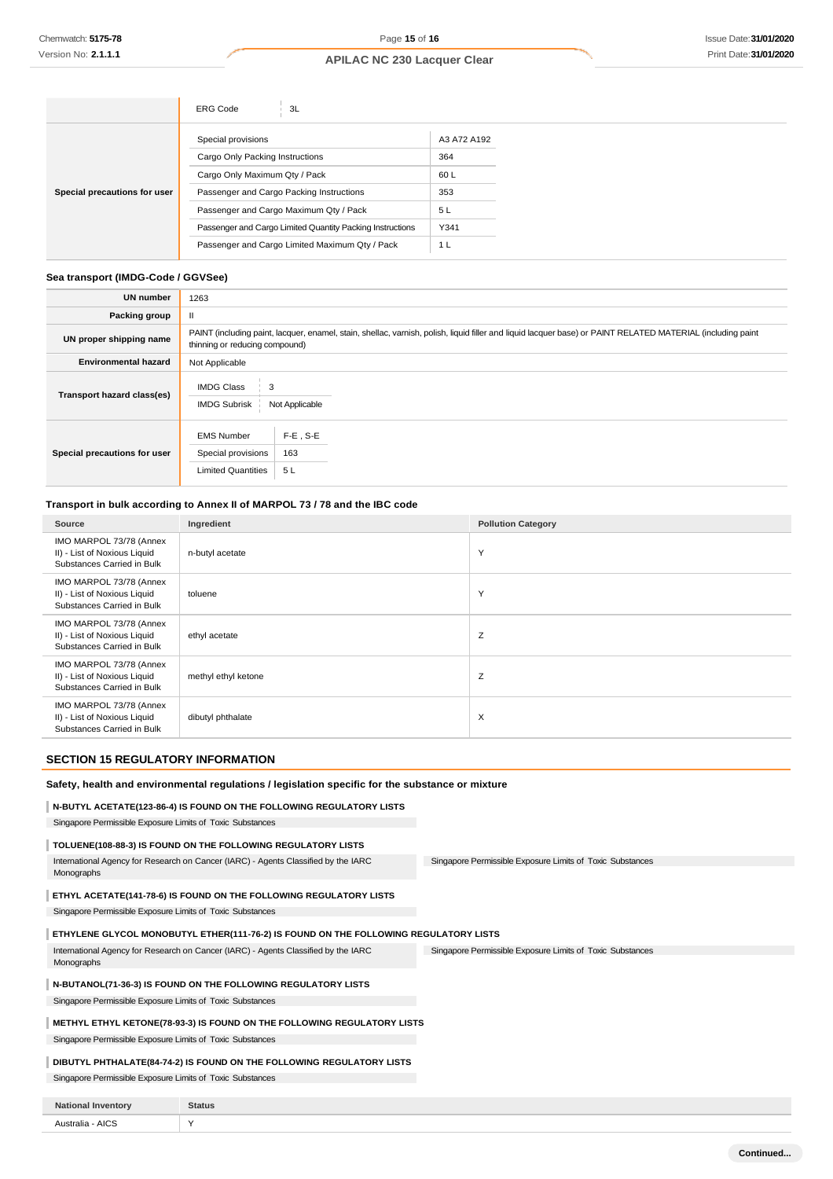| | | |
|---|---|---|
| | ERG Code | 3L |
| Special precautions for user | Special provisions | A3 A72 A192 |
| | Cargo Only Packing Instructions | 364 |
| | Cargo Only Maximum Qty / Pack | 60 L |
| | Passenger and Cargo Packing Instructions | 353 |
| | Passenger and Cargo Maximum Qty / Pack | 5 L |
| | Passenger and Cargo Limited Quantity Packing Instructions | Y341 |
| | Passenger and Cargo Limited Maximum Qty / Pack | 1 L |

### Sea transport (IMDG-Code / GGVSee)

| | |
|---|---|
| UN number | 1263 |
| Packing group | II |
| UN proper shipping name | PAINT (including paint, lacquer, enamel, stain, shellac, varnish, polish, liquid filler and liquid lacquer base) or PAINT RELATED MATERIAL (including paint thinning or reducing compound) |
| Environmental hazard | Not Applicable |
| Transport hazard class(es) | IMDG Class: 3<br>IMDG Subrisk: Not Applicable |
| Special precautions for user | EMS Number: F-E , S-E<br>Special provisions: 163<br>Limited Quantities: 5 L |

### Transport in bulk according to Annex II of MARPOL 73 / 78 and the IBC code

| Source | Ingredient | Pollution Category |
|---|---|---|
| IMO MARPOL 73/78 (Annex II) - List of Noxious Liquid Substances Carried in Bulk | n-butyl acetate | Y |
| IMO MARPOL 73/78 (Annex II) - List of Noxious Liquid Substances Carried in Bulk | toluene | Y |
| IMO MARPOL 73/78 (Annex II) - List of Noxious Liquid Substances Carried in Bulk | ethyl acetate | Z |
| IMO MARPOL 73/78 (Annex II) - List of Noxious Liquid Substances Carried in Bulk | methyl ethyl ketone | Z |
| IMO MARPOL 73/78 (Annex II) - List of Noxious Liquid Substances Carried in Bulk | dibutyl phthalate | X |

## SECTION 15 REGULATORY INFORMATION

### Safety, health and environmental regulations / legislation specific for the substance or mixture

**N-BUTYL ACETATE(123-86-4) IS FOUND ON THE FOLLOWING REGULATORY LISTS**

Singapore Permissible Exposure Limits of Toxic Substances

**TOLUENE(108-88-3) IS FOUND ON THE FOLLOWING REGULATORY LISTS**

International Agency for Research on Cancer (IARC) - Agents Classified by the IARC Monographs

Singapore Permissible Exposure Limits of Toxic Substances

**ETHYL ACETATE(141-78-6) IS FOUND ON THE FOLLOWING REGULATORY LISTS**

Singapore Permissible Exposure Limits of Toxic Substances

**ETHYLENE GLYCOL MONOBUTYL ETHER(111-76-2) IS FOUND ON THE FOLLOWING REGULATORY LISTS**

International Agency for Research on Cancer (IARC) - Agents Classified by the IARC Monographs

Singapore Permissible Exposure Limits of Toxic Substances

**N-BUTANOL(71-36-3) IS FOUND ON THE FOLLOWING REGULATORY LISTS**

Singapore Permissible Exposure Limits of Toxic Substances

**METHYL ETHYL KETONE(78-93-3) IS FOUND ON THE FOLLOWING REGULATORY LISTS**

Singapore Permissible Exposure Limits of Toxic Substances

**DIBUTYL PHTHALATE(84-74-2) IS FOUND ON THE FOLLOWING REGULATORY LISTS**

Singapore Permissible Exposure Limits of Toxic Substances

| National Inventory | Status |
|---|---|
| Australia - AICS | Y |

Continued...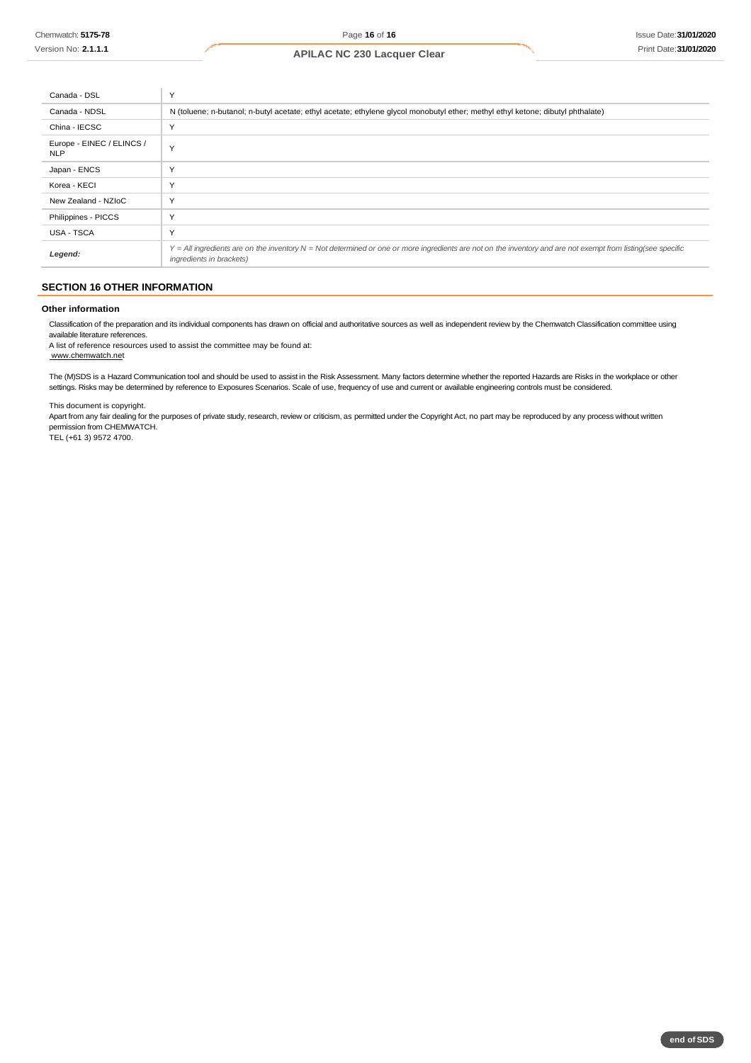| | |
|---|---|
| Canada - DSL | Y |
| Canada - NDSL | N (toluene; n-butanol; n-butyl acetate; ethyl acetate; ethylene glycol monobutyl ether; methyl ethyl ketone; dibutyl phthalate) |
| China - IECSC | Y |
| Europe - EINEC / ELINCS / NLP | Y |
| Japan - ENCS | Y |
| Korea - KECI | Y |
| New Zealand - NZIoC | Y |
| Philippines - PICCS | Y |
| USA - TSCA | Y |
| ***Legend:*** | *Y = All ingredients are on the inventory N = Not determined or one or more ingredients are not on the inventory and are not exempt from listing(see specific ingredients in brackets)* |

## SECTION 16 OTHER INFORMATION

### Other information

Classification of the preparation and its individual components has drawn on official and authoritative sources as well as independent review by the Chemwatch Classification committee using available literature references.
A list of reference resources used to assist the committee may be found at:
www.chemwatch.net

The (M)SDS is a Hazard Communication tool and should be used to assist in the Risk Assessment. Many factors determine whether the reported Hazards are Risks in the workplace or other settings. Risks may be determined by reference to Exposures Scenarios. Scale of use, frequency of use and current or available engineering controls must be considered.

This document is copyright.
Apart from any fair dealing for the purposes of private study, research, review or criticism, as permitted under the Copyright Act, no part may be reproduced by any process without written permission from CHEMWATCH.
TEL (+61 3) 9572 4700.

**end of SDS**